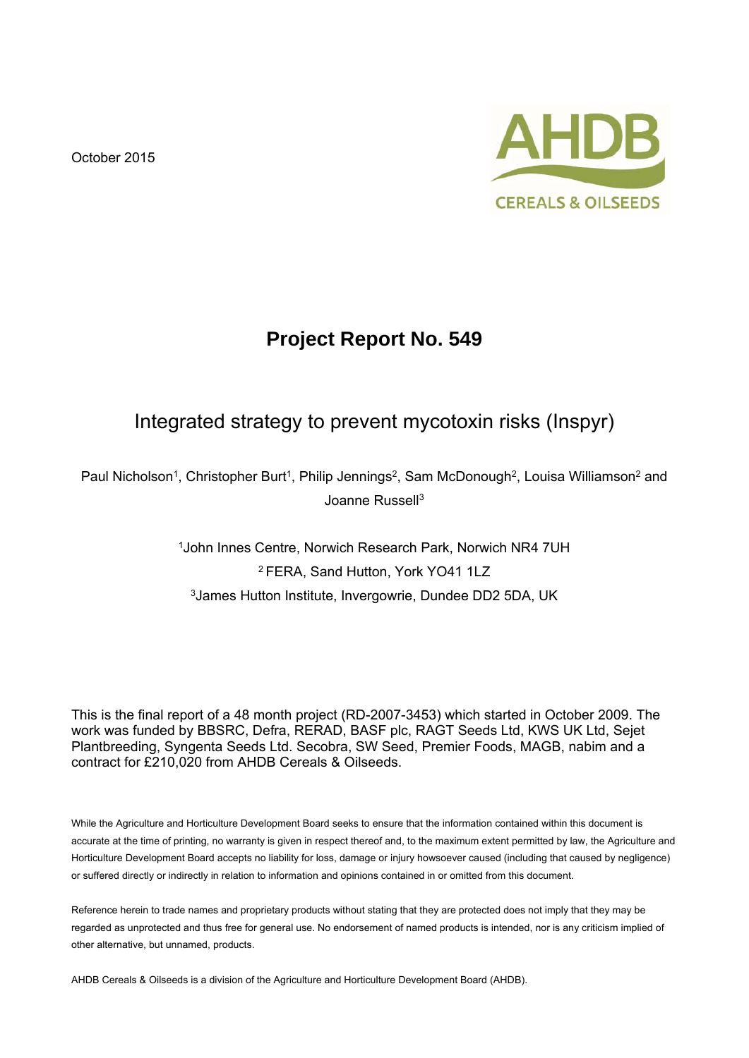October 2015

AHDB CEREALS & OILSEEDS

# Project Report No. 549

## Integrated strategy to prevent mycotoxin risks (Inspyr)

Paul Nicholson[1], Christopher Burt[1], Philip Jennings[2], Sam McDonough[2], Louisa Williamson[2] and Joanne Russell[3]

[1]John Innes Centre, Norwich Research Park, Norwich NR4 7UH
[2] FERA, Sand Hutton, York YO41 1LZ
[3]James Hutton Institute, Invergowrie, Dundee DD2 5DA, UK

This is the final report of a 48 month project (RD-2007-3453) which started in October 2009. The work was funded by BBSRC, Defra, RERAD, BASF plc, RAGT Seeds Ltd, KWS UK Ltd, Sejet Plantbreeding, Syngenta Seeds Ltd. Secobra, SW Seed, Premier Foods, MAGB, nabim and a contract for £210,020 from AHDB Cereals & Oilseeds.

While the Agriculture and Horticulture Development Board seeks to ensure that the information contained within this document is accurate at the time of printing, no warranty is given in respect thereof and, to the maximum extent permitted by law, the Agriculture and Horticulture Development Board accepts no liability for loss, damage or injury howsoever caused (including that caused by negligence) or suffered directly or indirectly in relation to information and opinions contained in or omitted from this document.

Reference herein to trade names and proprietary products without stating that they are protected does not imply that they may be regarded as unprotected and thus free for general use. No endorsement of named products is intended, nor is any criticism implied of other alternative, but unnamed, products.

AHDB Cereals & Oilseeds is a division of the Agriculture and Horticulture Development Board (AHDB).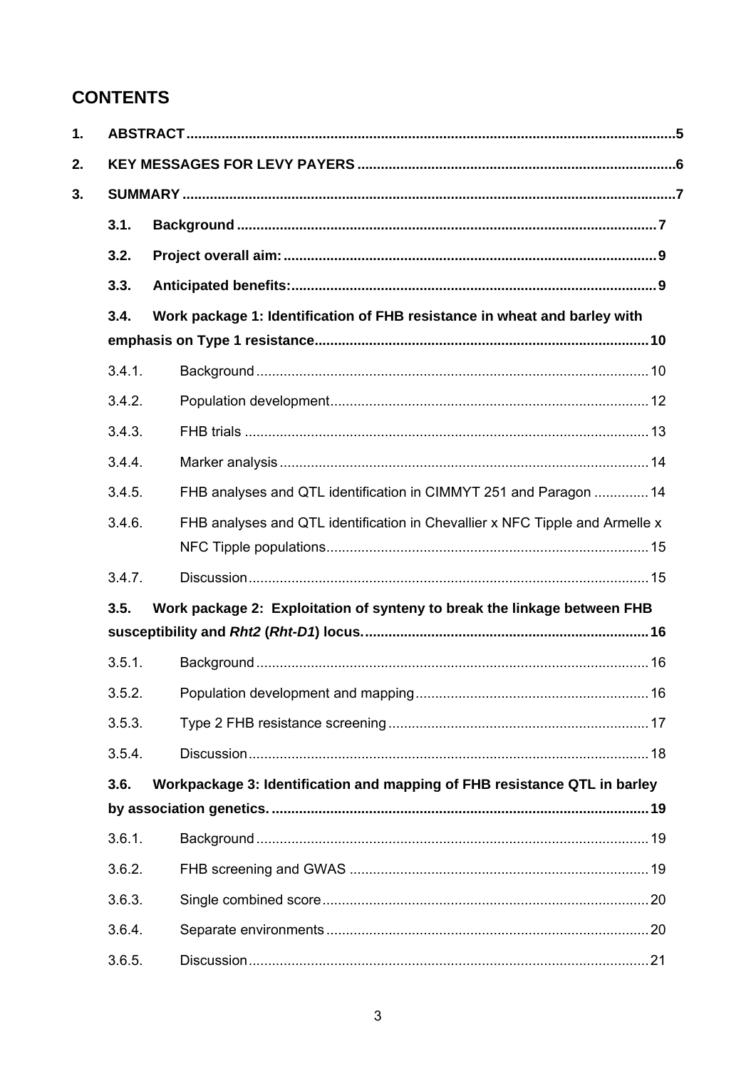# CONTENTS

1. **ABSTRACT** .......... 5
2. **KEY MESSAGES FOR LEVY PAYERS** .......... 6
3. **SUMMARY** .......... 7
   - **3.1. Background** .......... 7
   - **3.2. Project overall aim:** .......... 9
   - **3.3. Anticipated benefits:** .......... 9
   - **3.4. Work package 1: Identification of FHB resistance in wheat and barley with emphasis on Type 1 resistance** .......... 10
     - 3.4.1. Background .......... 10
     - 3.4.2. Population development .......... 12
     - 3.4.3. FHB trials .......... 13
     - 3.4.4. Marker analysis .......... 14
     - 3.4.5. FHB analyses and QTL identification in CIMMYT 251 and Paragon .......... 14
     - 3.4.6. FHB analyses and QTL identification in Chevallier x NFC Tipple and Armelle x NFC Tipple populations .......... 15
     - 3.4.7. Discussion .......... 15
   - **3.5. Work package 2: Exploitation of synteny to break the linkage between FHB susceptibility and *Rht2* (*Rht-D1*) locus.** .......... 16
     - 3.5.1. Background .......... 16
     - 3.5.2. Population development and mapping .......... 16
     - 3.5.3. Type 2 FHB resistance screening .......... 17
     - 3.5.4. Discussion .......... 18
   - **3.6. Workpackage 3: Identification and mapping of FHB resistance QTL in barley by association genetics.** .......... 19
     - 3.6.1. Background .......... 19
     - 3.6.2. FHB screening and GWAS .......... 19
     - 3.6.3. Single combined score .......... 20
     - 3.6.4. Separate environments .......... 20
     - 3.6.5. Discussion .......... 21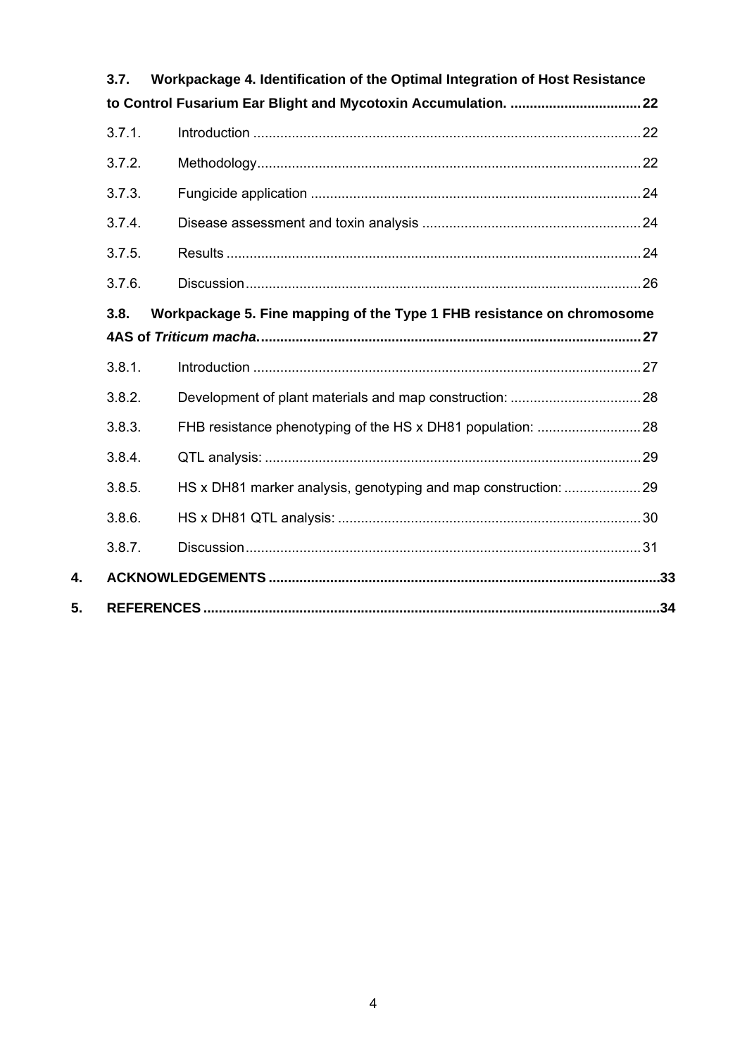**3.7. Workpackage 4. Identification of the Optimal Integration of Host Resistance to Control Fusarium Ear Blight and Mycotoxin Accumulation. .................................. 22**

3.7.1. Introduction .................................................................................................... 22

3.7.2. Methodology................................................................................................... 22

3.7.3. Fungicide application ..................................................................................... 24

3.7.4. Disease assessment and toxin analysis ......................................................... 24

3.7.5. Results ........................................................................................................... 24

3.7.6. Discussion...................................................................................................... 26

**3.8. Workpackage 5. Fine mapping of the Type 1 FHB resistance on chromosome 4AS of *Triticum macha*................................................................................................. 27**

3.8.1. Introduction .................................................................................................... 27

3.8.2. Development of plant materials and map construction: .................................. 28

3.8.3. FHB resistance phenotyping of the HS x DH81 population: ........................... 28

3.8.4. QTL analysis: ................................................................................................. 29

3.8.5. HS x DH81 marker analysis, genotyping and map construction: .................... 29

3.8.6. HS x DH81 QTL analysis: .............................................................................. 30

3.8.7. Discussion...................................................................................................... 31

**4. ACKNOWLEDGEMENTS ..................................................................................................... 33**

**5. REFERENCES ...................................................................................................................... 34**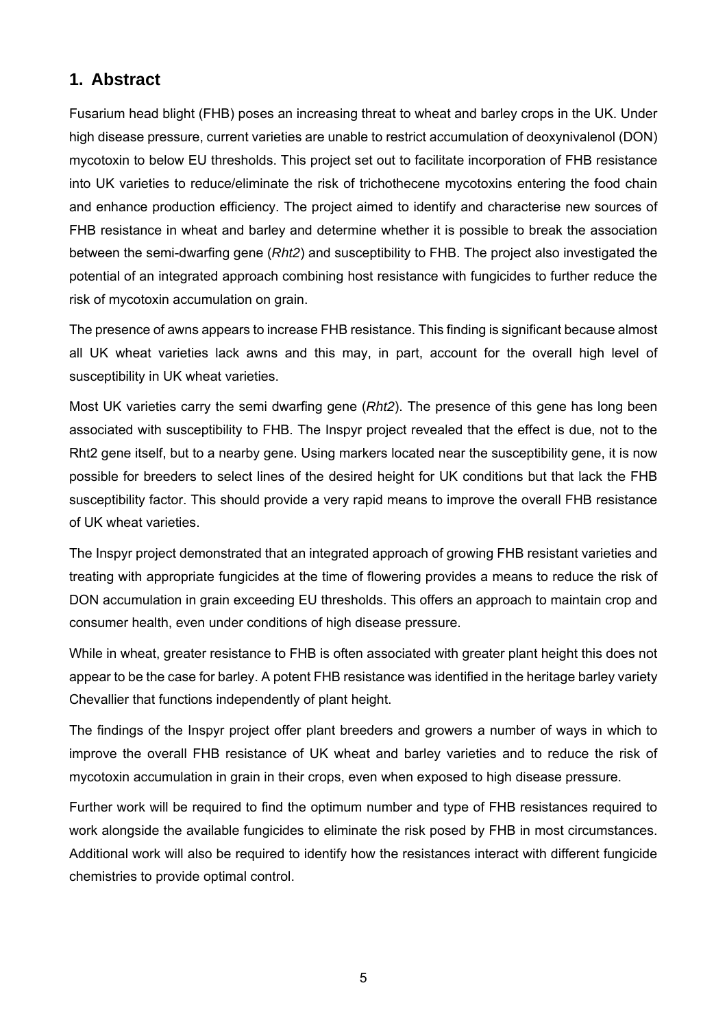## 1. Abstract

Fusarium head blight (FHB) poses an increasing threat to wheat and barley crops in the UK. Under high disease pressure, current varieties are unable to restrict accumulation of deoxynivalenol (DON) mycotoxin to below EU thresholds. This project set out to facilitate incorporation of FHB resistance into UK varieties to reduce/eliminate the risk of trichothecene mycotoxins entering the food chain and enhance production efficiency. The project aimed to identify and characterise new sources of FHB resistance in wheat and barley and determine whether it is possible to break the association between the semi-dwarfing gene (*Rht2*) and susceptibility to FHB. The project also investigated the potential of an integrated approach combining host resistance with fungicides to further reduce the risk of mycotoxin accumulation on grain.

The presence of awns appears to increase FHB resistance. This finding is significant because almost all UK wheat varieties lack awns and this may, in part, account for the overall high level of susceptibility in UK wheat varieties.

Most UK varieties carry the semi dwarfing gene (*Rht2*). The presence of this gene has long been associated with susceptibility to FHB. The Inspyr project revealed that the effect is due, not to the Rht2 gene itself, but to a nearby gene. Using markers located near the susceptibility gene, it is now possible for breeders to select lines of the desired height for UK conditions but that lack the FHB susceptibility factor. This should provide a very rapid means to improve the overall FHB resistance of UK wheat varieties.

The Inspyr project demonstrated that an integrated approach of growing FHB resistant varieties and treating with appropriate fungicides at the time of flowering provides a means to reduce the risk of DON accumulation in grain exceeding EU thresholds. This offers an approach to maintain crop and consumer health, even under conditions of high disease pressure.

While in wheat, greater resistance to FHB is often associated with greater plant height this does not appear to be the case for barley. A potent FHB resistance was identified in the heritage barley variety Chevallier that functions independently of plant height.

The findings of the Inspyr project offer plant breeders and growers a number of ways in which to improve the overall FHB resistance of UK wheat and barley varieties and to reduce the risk of mycotoxin accumulation in grain in their crops, even when exposed to high disease pressure.

Further work will be required to find the optimum number and type of FHB resistances required to work alongside the available fungicides to eliminate the risk posed by FHB in most circumstances. Additional work will also be required to identify how the resistances interact with different fungicide chemistries to provide optimal control.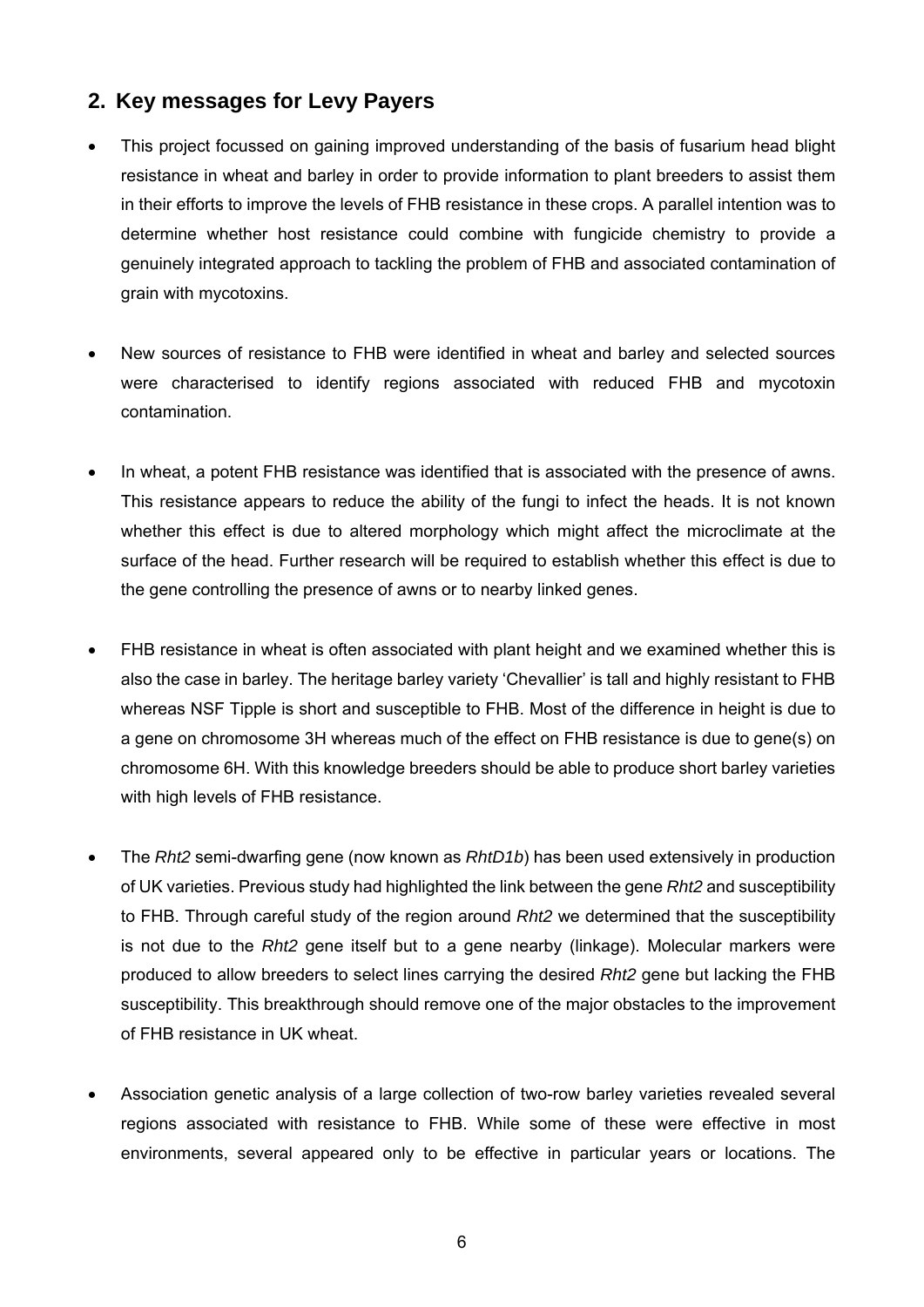## 2. Key messages for Levy Payers

- This project focussed on gaining improved understanding of the basis of fusarium head blight resistance in wheat and barley in order to provide information to plant breeders to assist them in their efforts to improve the levels of FHB resistance in these crops. A parallel intention was to determine whether host resistance could combine with fungicide chemistry to provide a genuinely integrated approach to tackling the problem of FHB and associated contamination of grain with mycotoxins.

- New sources of resistance to FHB were identified in wheat and barley and selected sources were characterised to identify regions associated with reduced FHB and mycotoxin contamination.

- In wheat, a potent FHB resistance was identified that is associated with the presence of awns. This resistance appears to reduce the ability of the fungi to infect the heads. It is not known whether this effect is due to altered morphology which might affect the microclimate at the surface of the head. Further research will be required to establish whether this effect is due to the gene controlling the presence of awns or to nearby linked genes.

- FHB resistance in wheat is often associated with plant height and we examined whether this is also the case in barley. The heritage barley variety 'Chevallier' is tall and highly resistant to FHB whereas NSF Tipple is short and susceptible to FHB. Most of the difference in height is due to a gene on chromosome 3H whereas much of the effect on FHB resistance is due to gene(s) on chromosome 6H. With this knowledge breeders should be able to produce short barley varieties with high levels of FHB resistance.

- The *Rht2* semi-dwarfing gene (now known as *RhtD1b*) has been used extensively in production of UK varieties. Previous study had highlighted the link between the gene *Rht2* and susceptibility to FHB. Through careful study of the region around *Rht2* we determined that the susceptibility is not due to the *Rht2* gene itself but to a gene nearby (linkage). Molecular markers were produced to allow breeders to select lines carrying the desired *Rht2* gene but lacking the FHB susceptibility. This breakthrough should remove one of the major obstacles to the improvement of FHB resistance in UK wheat.

- Association genetic analysis of a large collection of two-row barley varieties revealed several regions associated with resistance to FHB. While some of these were effective in most environments, several appeared only to be effective in particular years or locations. The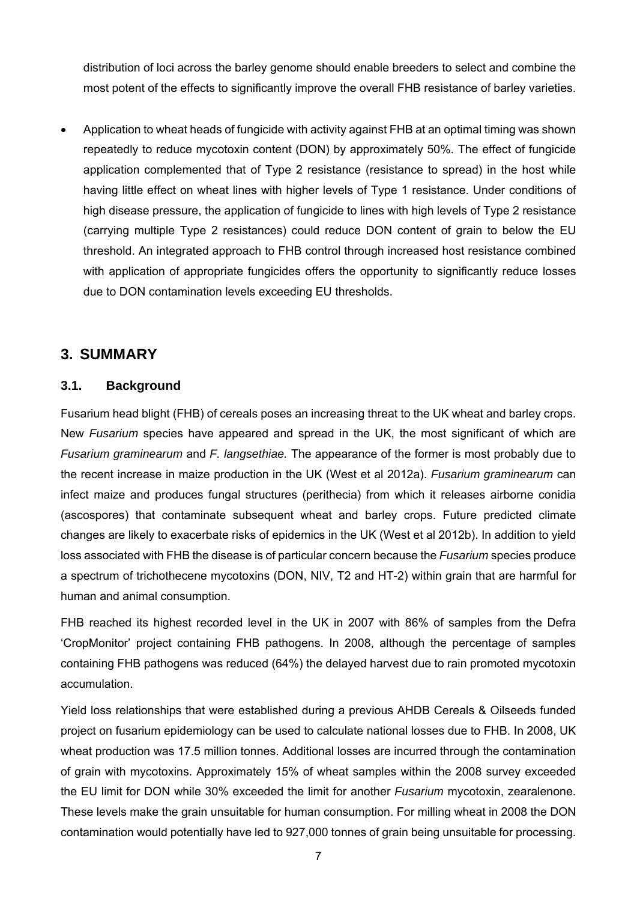distribution of loci across the barley genome should enable breeders to select and combine the most potent of the effects to significantly improve the overall FHB resistance of barley varieties.

- Application to wheat heads of fungicide with activity against FHB at an optimal timing was shown repeatedly to reduce mycotoxin content (DON) by approximately 50%. The effect of fungicide application complemented that of Type 2 resistance (resistance to spread) in the host while having little effect on wheat lines with higher levels of Type 1 resistance. Under conditions of high disease pressure, the application of fungicide to lines with high levels of Type 2 resistance (carrying multiple Type 2 resistances) could reduce DON content of grain to below the EU threshold. An integrated approach to FHB control through increased host resistance combined with application of appropriate fungicides offers the opportunity to significantly reduce losses due to DON contamination levels exceeding EU thresholds.

## 3. SUMMARY

### 3.1. Background

Fusarium head blight (FHB) of cereals poses an increasing threat to the UK wheat and barley crops. New *Fusarium* species have appeared and spread in the UK, the most significant of which are *Fusarium graminearum* and *F. langsethiae.* The appearance of the former is most probably due to the recent increase in maize production in the UK (West et al 2012a). *Fusarium graminearum* can infect maize and produces fungal structures (perithecia) from which it releases airborne conidia (ascospores) that contaminate subsequent wheat and barley crops. Future predicted climate changes are likely to exacerbate risks of epidemics in the UK (West et al 2012b). In addition to yield loss associated with FHB the disease is of particular concern because the *Fusarium* species produce a spectrum of trichothecene mycotoxins (DON, NIV, T2 and HT-2) within grain that are harmful for human and animal consumption.

FHB reached its highest recorded level in the UK in 2007 with 86% of samples from the Defra 'CropMonitor' project containing FHB pathogens. In 2008, although the percentage of samples containing FHB pathogens was reduced (64%) the delayed harvest due to rain promoted mycotoxin accumulation.

Yield loss relationships that were established during a previous AHDB Cereals & Oilseeds funded project on fusarium epidemiology can be used to calculate national losses due to FHB. In 2008, UK wheat production was 17.5 million tonnes. Additional losses are incurred through the contamination of grain with mycotoxins. Approximately 15% of wheat samples within the 2008 survey exceeded the EU limit for DON while 30% exceeded the limit for another *Fusarium* mycotoxin, zearalenone. These levels make the grain unsuitable for human consumption. For milling wheat in 2008 the DON contamination would potentially have led to 927,000 tonnes of grain being unsuitable for processing.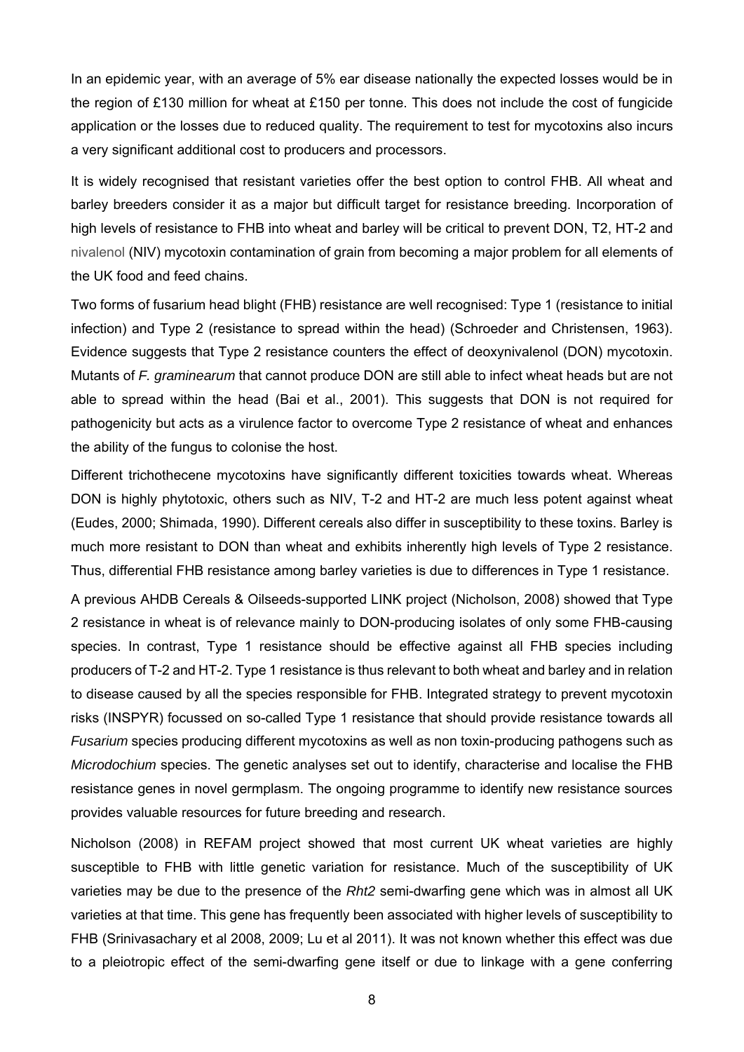In an epidemic year, with an average of 5% ear disease nationally the expected losses would be in the region of £130 million for wheat at £150 per tonne. This does not include the cost of fungicide application or the losses due to reduced quality. The requirement to test for mycotoxins also incurs a very significant additional cost to producers and processors.

It is widely recognised that resistant varieties offer the best option to control FHB. All wheat and barley breeders consider it as a major but difficult target for resistance breeding. Incorporation of high levels of resistance to FHB into wheat and barley will be critical to prevent DON, T2, HT-2 and nivalenol (NIV) mycotoxin contamination of grain from becoming a major problem for all elements of the UK food and feed chains.

Two forms of fusarium head blight (FHB) resistance are well recognised: Type 1 (resistance to initial infection) and Type 2 (resistance to spread within the head) (Schroeder and Christensen, 1963). Evidence suggests that Type 2 resistance counters the effect of deoxynivalenol (DON) mycotoxin. Mutants of *F. graminearum* that cannot produce DON are still able to infect wheat heads but are not able to spread within the head (Bai et al., 2001). This suggests that DON is not required for pathogenicity but acts as a virulence factor to overcome Type 2 resistance of wheat and enhances the ability of the fungus to colonise the host.

Different trichothecene mycotoxins have significantly different toxicities towards wheat. Whereas DON is highly phytotoxic, others such as NIV, T-2 and HT-2 are much less potent against wheat (Eudes, 2000; Shimada, 1990). Different cereals also differ in susceptibility to these toxins. Barley is much more resistant to DON than wheat and exhibits inherently high levels of Type 2 resistance. Thus, differential FHB resistance among barley varieties is due to differences in Type 1 resistance.

A previous AHDB Cereals & Oilseeds-supported LINK project (Nicholson, 2008) showed that Type 2 resistance in wheat is of relevance mainly to DON-producing isolates of only some FHB-causing species. In contrast, Type 1 resistance should be effective against all FHB species including producers of T-2 and HT-2. Type 1 resistance is thus relevant to both wheat and barley and in relation to disease caused by all the species responsible for FHB. Integrated strategy to prevent mycotoxin risks (INSPYR) focussed on so-called Type 1 resistance that should provide resistance towards all *Fusarium* species producing different mycotoxins as well as non toxin-producing pathogens such as *Microdochium* species. The genetic analyses set out to identify, characterise and localise the FHB resistance genes in novel germplasm. The ongoing programme to identify new resistance sources provides valuable resources for future breeding and research.

Nicholson (2008) in REFAM project showed that most current UK wheat varieties are highly susceptible to FHB with little genetic variation for resistance. Much of the susceptibility of UK varieties may be due to the presence of the *Rht2* semi-dwarfing gene which was in almost all UK varieties at that time. This gene has frequently been associated with higher levels of susceptibility to FHB (Srinivasachary et al 2008, 2009; Lu et al 2011). It was not known whether this effect was due to a pleiotropic effect of the semi-dwarfing gene itself or due to linkage with a gene conferring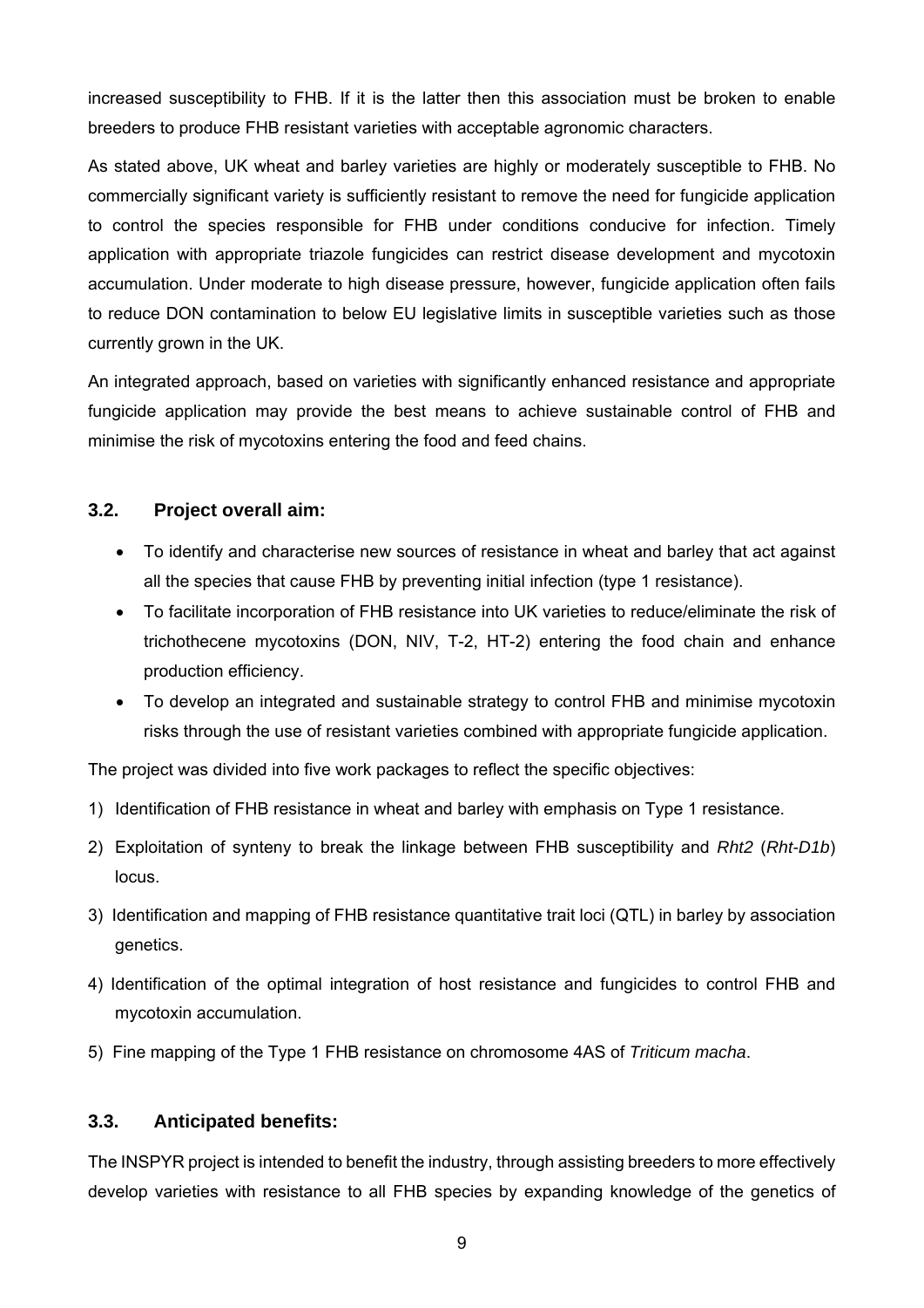increased susceptibility to FHB. If it is the latter then this association must be broken to enable breeders to produce FHB resistant varieties with acceptable agronomic characters.

As stated above, UK wheat and barley varieties are highly or moderately susceptible to FHB. No commercially significant variety is sufficiently resistant to remove the need for fungicide application to control the species responsible for FHB under conditions conducive for infection. Timely application with appropriate triazole fungicides can restrict disease development and mycotoxin accumulation. Under moderate to high disease pressure, however, fungicide application often fails to reduce DON contamination to below EU legislative limits in susceptible varieties such as those currently grown in the UK.

An integrated approach, based on varieties with significantly enhanced resistance and appropriate fungicide application may provide the best means to achieve sustainable control of FHB and minimise the risk of mycotoxins entering the food and feed chains.

### 3.2. Project overall aim:

- To identify and characterise new sources of resistance in wheat and barley that act against all the species that cause FHB by preventing initial infection (type 1 resistance).
- To facilitate incorporation of FHB resistance into UK varieties to reduce/eliminate the risk of trichothecene mycotoxins (DON, NIV, T-2, HT-2) entering the food chain and enhance production efficiency.
- To develop an integrated and sustainable strategy to control FHB and minimise mycotoxin risks through the use of resistant varieties combined with appropriate fungicide application.

The project was divided into five work packages to reflect the specific objectives:

1) Identification of FHB resistance in wheat and barley with emphasis on Type 1 resistance.
2) Exploitation of synteny to break the linkage between FHB susceptibility and *Rht2* (*Rht-D1b*) locus.
3) Identification and mapping of FHB resistance quantitative trait loci (QTL) in barley by association genetics.
4) Identification of the optimal integration of host resistance and fungicides to control FHB and mycotoxin accumulation.
5) Fine mapping of the Type 1 FHB resistance on chromosome 4AS of *Triticum macha*.

### 3.3. Anticipated benefits:

The INSPYR project is intended to benefit the industry, through assisting breeders to more effectively develop varieties with resistance to all FHB species by expanding knowledge of the genetics of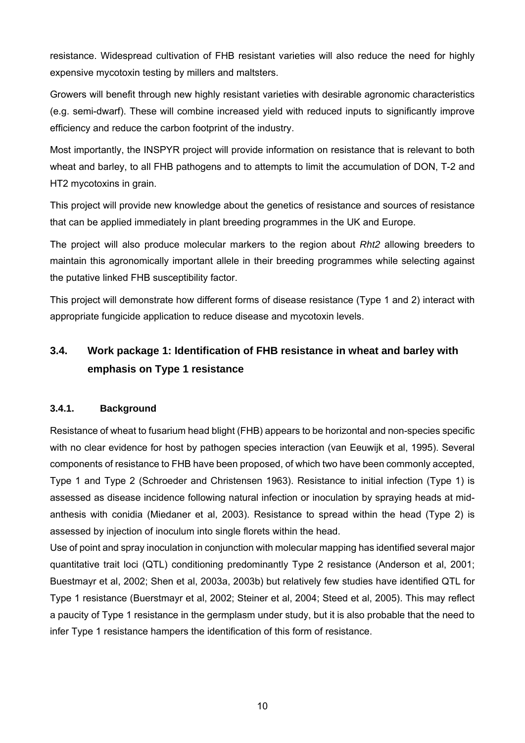resistance. Widespread cultivation of FHB resistant varieties will also reduce the need for highly expensive mycotoxin testing by millers and maltsters.

Growers will benefit through new highly resistant varieties with desirable agronomic characteristics (e.g. semi-dwarf). These will combine increased yield with reduced inputs to significantly improve efficiency and reduce the carbon footprint of the industry.

Most importantly, the INSPYR project will provide information on resistance that is relevant to both wheat and barley, to all FHB pathogens and to attempts to limit the accumulation of DON, T-2 and HT2 mycotoxins in grain.

This project will provide new knowledge about the genetics of resistance and sources of resistance that can be applied immediately in plant breeding programmes in the UK and Europe.

The project will also produce molecular markers to the region about *Rht2* allowing breeders to maintain this agronomically important allele in their breeding programmes while selecting against the putative linked FHB susceptibility factor.

This project will demonstrate how different forms of disease resistance (Type 1 and 2) interact with appropriate fungicide application to reduce disease and mycotoxin levels.

## 3.4. Work package 1: Identification of FHB resistance in wheat and barley with emphasis on Type 1 resistance

### 3.4.1. Background

Resistance of wheat to fusarium head blight (FHB) appears to be horizontal and non-species specific with no clear evidence for host by pathogen species interaction (van Eeuwijk et al, 1995). Several components of resistance to FHB have been proposed, of which two have been commonly accepted, Type 1 and Type 2 (Schroeder and Christensen 1963). Resistance to initial infection (Type 1) is assessed as disease incidence following natural infection or inoculation by spraying heads at mid-anthesis with conidia (Miedaner et al, 2003). Resistance to spread within the head (Type 2) is assessed by injection of inoculum into single florets within the head.

Use of point and spray inoculation in conjunction with molecular mapping has identified several major quantitative trait loci (QTL) conditioning predominantly Type 2 resistance (Anderson et al, 2001; Buestmayr et al, 2002; Shen et al, 2003a, 2003b) but relatively few studies have identified QTL for Type 1 resistance (Buerstmayr et al, 2002; Steiner et al, 2004; Steed et al, 2005). This may reflect a paucity of Type 1 resistance in the germplasm under study, but it is also probable that the need to infer Type 1 resistance hampers the identification of this form of resistance.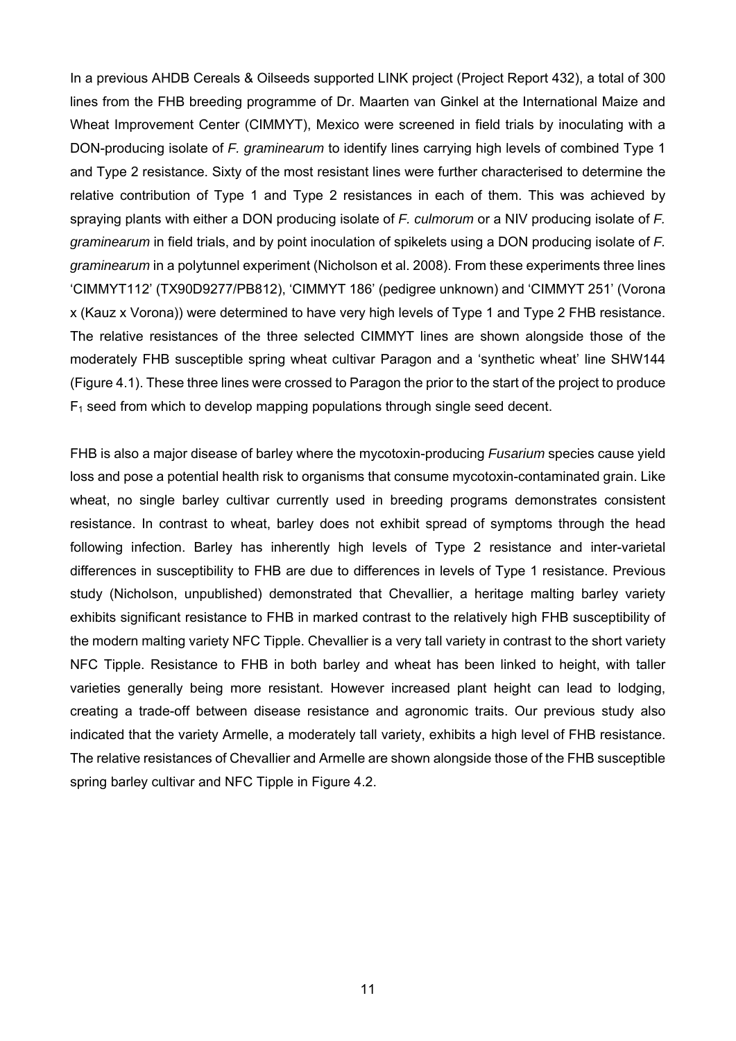In a previous AHDB Cereals & Oilseeds supported LINK project (Project Report 432), a total of 300 lines from the FHB breeding programme of Dr. Maarten van Ginkel at the International Maize and Wheat Improvement Center (CIMMYT), Mexico were screened in field trials by inoculating with a DON-producing isolate of *F. graminearum* to identify lines carrying high levels of combined Type 1 and Type 2 resistance. Sixty of the most resistant lines were further characterised to determine the relative contribution of Type 1 and Type 2 resistances in each of them. This was achieved by spraying plants with either a DON producing isolate of *F. culmorum* or a NIV producing isolate of *F. graminearum* in field trials, and by point inoculation of spikelets using a DON producing isolate of *F. graminearum* in a polytunnel experiment (Nicholson et al. 2008). From these experiments three lines 'CIMMYT112' (TX90D9277/PB812), 'CIMMYT 186' (pedigree unknown) and 'CIMMYT 251' (Vorona x (Kauz x Vorona)) were determined to have very high levels of Type 1 and Type 2 FHB resistance. The relative resistances of the three selected CIMMYT lines are shown alongside those of the moderately FHB susceptible spring wheat cultivar Paragon and a 'synthetic wheat' line SHW144 (Figure 4.1). These three lines were crossed to Paragon the prior to the start of the project to produce $F_1$ seed from which to develop mapping populations through single seed decent.

FHB is also a major disease of barley where the mycotoxin-producing *Fusarium* species cause yield loss and pose a potential health risk to organisms that consume mycotoxin-contaminated grain. Like wheat, no single barley cultivar currently used in breeding programs demonstrates consistent resistance. In contrast to wheat, barley does not exhibit spread of symptoms through the head following infection. Barley has inherently high levels of Type 2 resistance and inter-varietal differences in susceptibility to FHB are due to differences in levels of Type 1 resistance. Previous study (Nicholson, unpublished) demonstrated that Chevallier, a heritage malting barley variety exhibits significant resistance to FHB in marked contrast to the relatively high FHB susceptibility of the modern malting variety NFC Tipple. Chevallier is a very tall variety in contrast to the short variety NFC Tipple. Resistance to FHB in both barley and wheat has been linked to height, with taller varieties generally being more resistant. However increased plant height can lead to lodging, creating a trade-off between disease resistance and agronomic traits. Our previous study also indicated that the variety Armelle, a moderately tall variety, exhibits a high level of FHB resistance. The relative resistances of Chevallier and Armelle are shown alongside those of the FHB susceptible spring barley cultivar and NFC Tipple in Figure 4.2.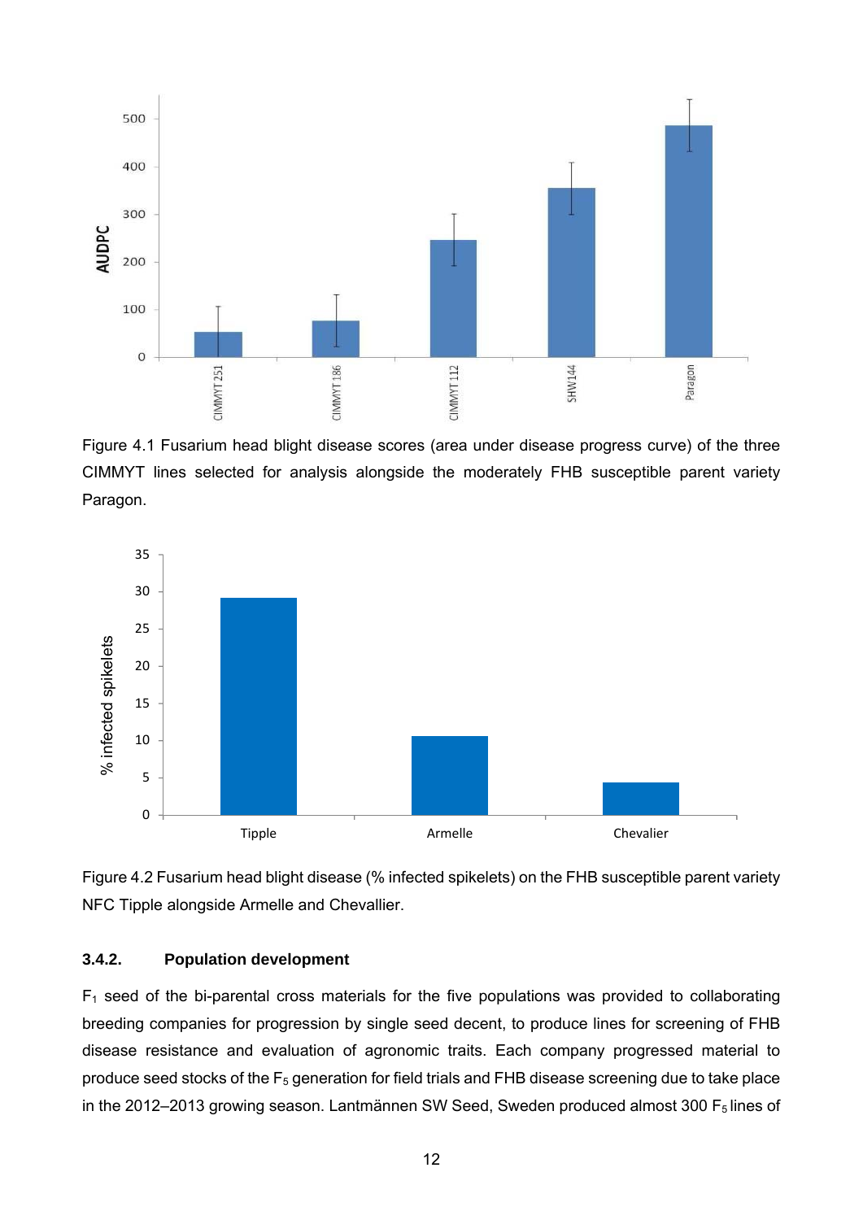Figure 4.1 Fusarium head blight disease scores (area under disease progress curve) of the three CIMMYT lines selected for analysis alongside the moderately FHB susceptible parent variety Paragon.

Figure 4.2 Fusarium head blight disease (% infected spikelets) on the FHB susceptible parent variety NFC Tipple alongside Armelle and Chevallier.

### 3.4.2. Population development

$F_1$ seed of the bi-parental cross materials for the five populations was provided to collaborating breeding companies for progression by single seed decent, to produce lines for screening of FHB disease resistance and evaluation of agronomic traits. Each company progressed material to produce seed stocks of the $F_5$ generation for field trials and FHB disease screening due to take place in the 2012–2013 growing season. Lantmännen SW Seed, Sweden produced almost 300 $F_5$ lines of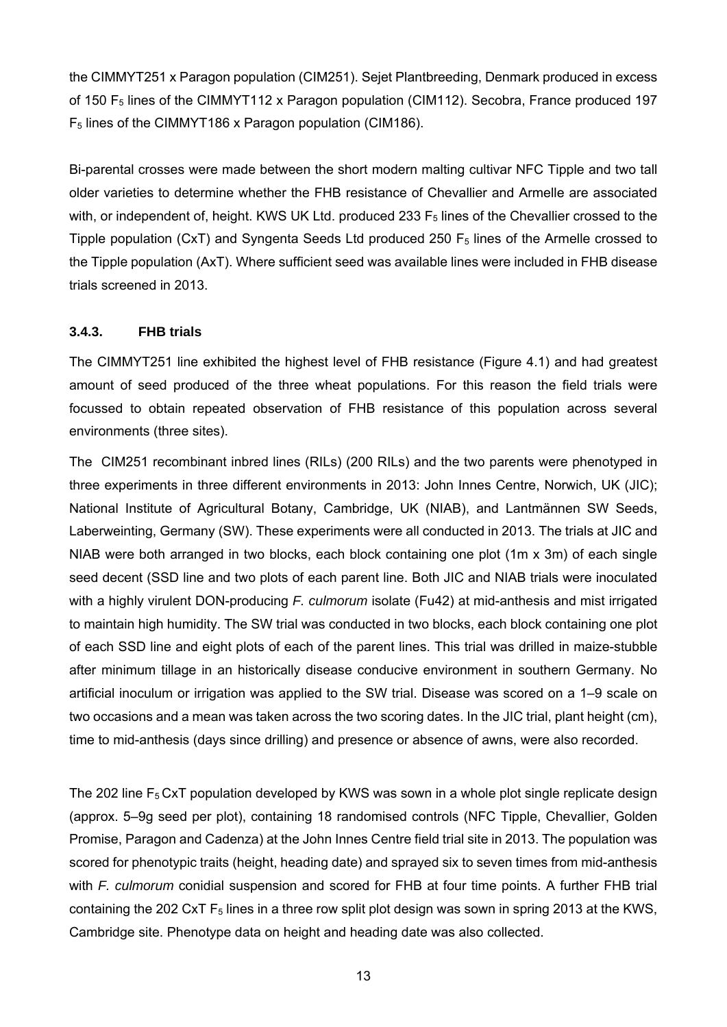the CIMMYT251 x Paragon population (CIM251). Sejet Plantbreeding, Denmark produced in excess of 150 $F_5$ lines of the CIMMYT112 x Paragon population (CIM112). Secobra, France produced 197 $F_5$ lines of the CIMMYT186 x Paragon population (CIM186).

Bi-parental crosses were made between the short modern malting cultivar NFC Tipple and two tall older varieties to determine whether the FHB resistance of Chevallier and Armelle are associated with, or independent of, height. KWS UK Ltd. produced 233 $F_5$ lines of the Chevallier crossed to the Tipple population (CxT) and Syngenta Seeds Ltd produced 250 $F_5$ lines of the Armelle crossed to the Tipple population (AxT). Where sufficient seed was available lines were included in FHB disease trials screened in 2013.

### 3.4.3. FHB trials

The CIMMYT251 line exhibited the highest level of FHB resistance (Figure 4.1) and had greatest amount of seed produced of the three wheat populations. For this reason the field trials were focussed to obtain repeated observation of FHB resistance of this population across several environments (three sites).

The CIM251 recombinant inbred lines (RILs) (200 RILs) and the two parents were phenotyped in three experiments in three different environments in 2013: John Innes Centre, Norwich, UK (JIC); National Institute of Agricultural Botany, Cambridge, UK (NIAB), and Lantmännen SW Seeds, Laberweinting, Germany (SW). These experiments were all conducted in 2013. The trials at JIC and NIAB were both arranged in two blocks, each block containing one plot (1m x 3m) of each single seed decent (SSD line and two plots of each parent line. Both JIC and NIAB trials were inoculated with a highly virulent DON-producing *F. culmorum* isolate (Fu42) at mid-anthesis and mist irrigated to maintain high humidity. The SW trial was conducted in two blocks, each block containing one plot of each SSD line and eight plots of each of the parent lines. This trial was drilled in maize-stubble after minimum tillage in an historically disease conducive environment in southern Germany. No artificial inoculum or irrigation was applied to the SW trial. Disease was scored on a 1–9 scale on two occasions and a mean was taken across the two scoring dates. In the JIC trial, plant height (cm), time to mid-anthesis (days since drilling) and presence or absence of awns, were also recorded.

The 202 line $F_5$ CxT population developed by KWS was sown in a whole plot single replicate design (approx. 5–9g seed per plot), containing 18 randomised controls (NFC Tipple, Chevallier, Golden Promise, Paragon and Cadenza) at the John Innes Centre field trial site in 2013. The population was scored for phenotypic traits (height, heading date) and sprayed six to seven times from mid-anthesis with *F. culmorum* conidial suspension and scored for FHB at four time points. A further FHB trial containing the 202 CxT $F_5$ lines in a three row split plot design was sown in spring 2013 at the KWS, Cambridge site. Phenotype data on height and heading date was also collected.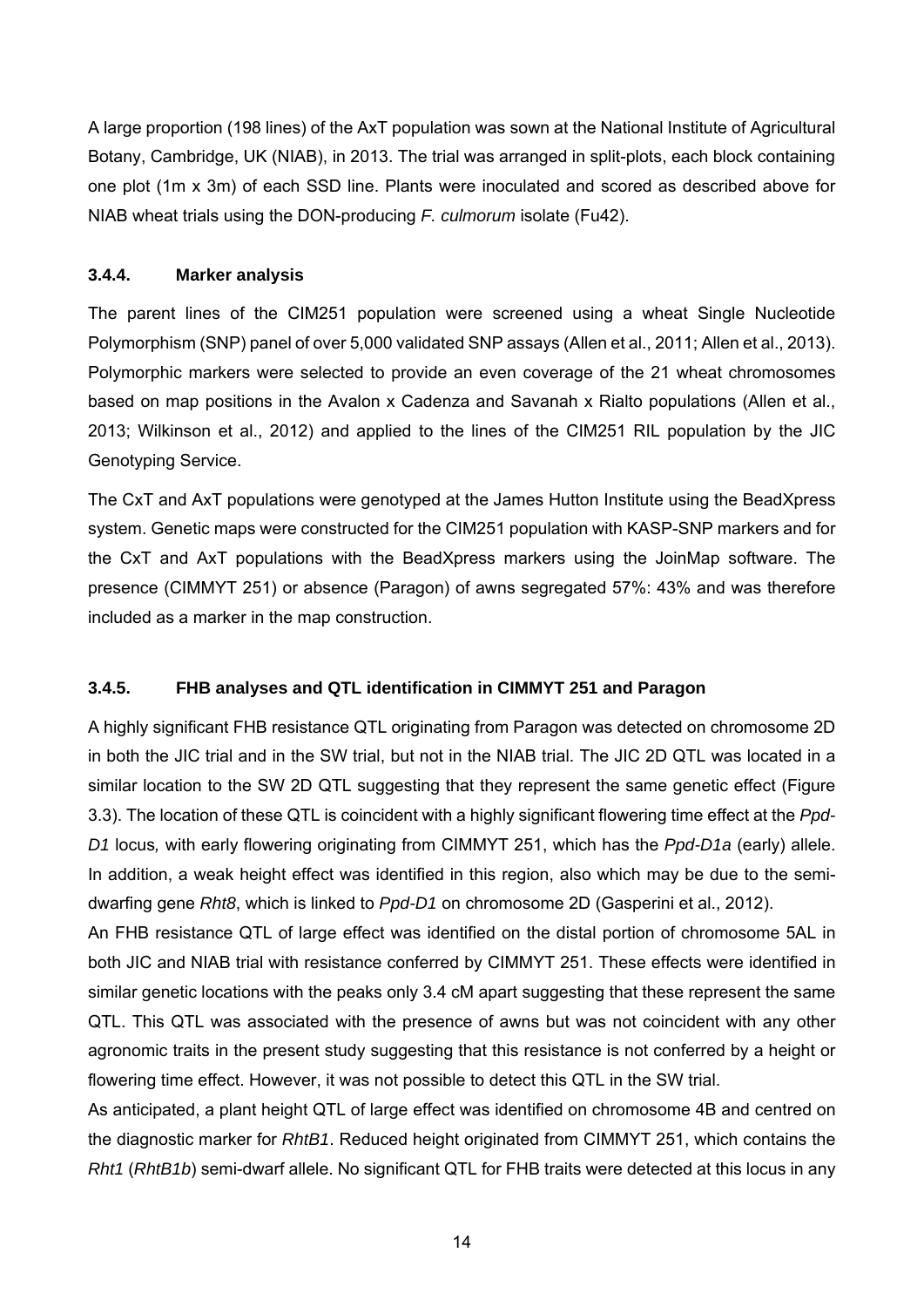A large proportion (198 lines) of the AxT population was sown at the National Institute of Agricultural Botany, Cambridge, UK (NIAB), in 2013. The trial was arranged in split-plots, each block containing one plot (1m x 3m) of each SSD line. Plants were inoculated and scored as described above for NIAB wheat trials using the DON-producing *F. culmorum* isolate (Fu42).

### 3.4.4. Marker analysis

The parent lines of the CIM251 population were screened using a wheat Single Nucleotide Polymorphism (SNP) panel of over 5,000 validated SNP assays (Allen et al., 2011; Allen et al., 2013). Polymorphic markers were selected to provide an even coverage of the 21 wheat chromosomes based on map positions in the Avalon x Cadenza and Savanah x Rialto populations (Allen et al., 2013; Wilkinson et al., 2012) and applied to the lines of the CIM251 RIL population by the JIC Genotyping Service.

The CxT and AxT populations were genotyped at the James Hutton Institute using the BeadXpress system. Genetic maps were constructed for the CIM251 population with KASP-SNP markers and for the CxT and AxT populations with the BeadXpress markers using the JoinMap software. The presence (CIMMYT 251) or absence (Paragon) of awns segregated 57%: 43% and was therefore included as a marker in the map construction.

### 3.4.5. FHB analyses and QTL identification in CIMMYT 251 and Paragon

A highly significant FHB resistance QTL originating from Paragon was detected on chromosome 2D in both the JIC trial and in the SW trial, but not in the NIAB trial. The JIC 2D QTL was located in a similar location to the SW 2D QTL suggesting that they represent the same genetic effect (Figure 3.3). The location of these QTL is coincident with a highly significant flowering time effect at the *Ppd-D1* locus*,* with early flowering originating from CIMMYT 251, which has the *Ppd-D1a* (early) allele. In addition, a weak height effect was identified in this region, also which may be due to the semi-dwarfing gene *Rht8*, which is linked to *Ppd-D1* on chromosome 2D (Gasperini et al., 2012).

An FHB resistance QTL of large effect was identified on the distal portion of chromosome 5AL in both JIC and NIAB trial with resistance conferred by CIMMYT 251. These effects were identified in similar genetic locations with the peaks only 3.4 cM apart suggesting that these represent the same QTL. This QTL was associated with the presence of awns but was not coincident with any other agronomic traits in the present study suggesting that this resistance is not conferred by a height or flowering time effect. However, it was not possible to detect this QTL in the SW trial.

As anticipated, a plant height QTL of large effect was identified on chromosome 4B and centred on the diagnostic marker for *RhtB1*. Reduced height originated from CIMMYT 251, which contains the *Rht1* (*RhtB1b*) semi-dwarf allele. No significant QTL for FHB traits were detected at this locus in any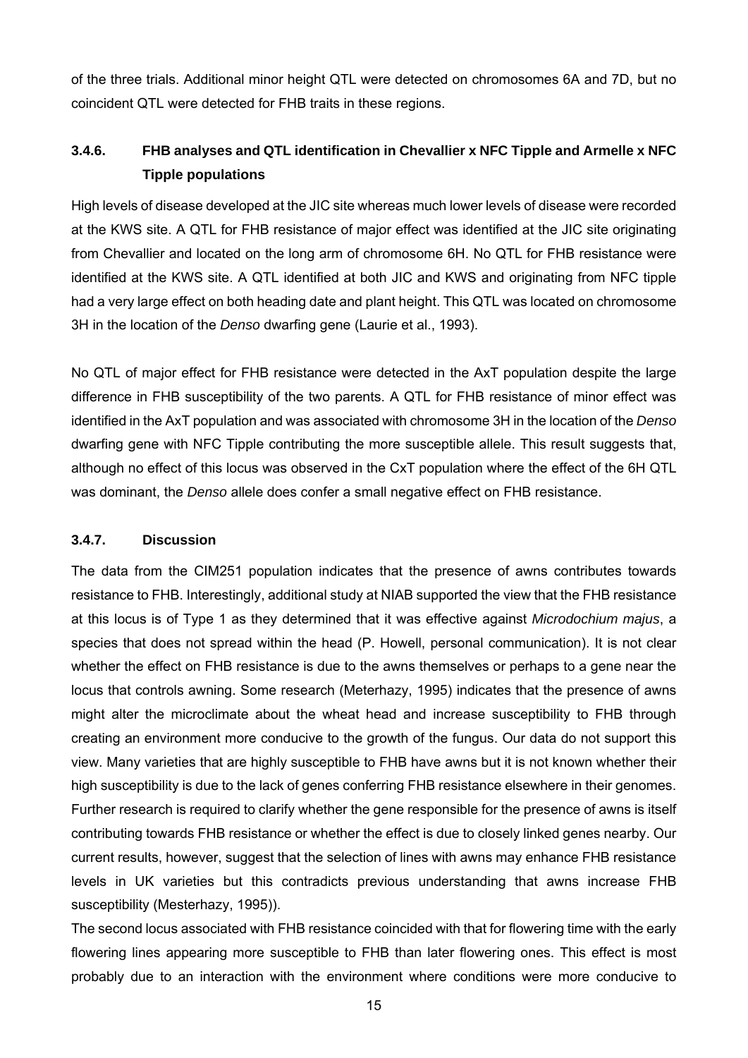of the three trials. Additional minor height QTL were detected on chromosomes 6A and 7D, but no coincident QTL were detected for FHB traits in these regions.

### 3.4.6. FHB analyses and QTL identification in Chevallier x NFC Tipple and Armelle x NFC Tipple populations

High levels of disease developed at the JIC site whereas much lower levels of disease were recorded at the KWS site. A QTL for FHB resistance of major effect was identified at the JIC site originating from Chevallier and located on the long arm of chromosome 6H. No QTL for FHB resistance were identified at the KWS site. A QTL identified at both JIC and KWS and originating from NFC tipple had a very large effect on both heading date and plant height. This QTL was located on chromosome 3H in the location of the *Denso* dwarfing gene (Laurie et al., 1993).

No QTL of major effect for FHB resistance were detected in the AxT population despite the large difference in FHB susceptibility of the two parents. A QTL for FHB resistance of minor effect was identified in the AxT population and was associated with chromosome 3H in the location of the *Denso* dwarfing gene with NFC Tipple contributing the more susceptible allele. This result suggests that, although no effect of this locus was observed in the CxT population where the effect of the 6H QTL was dominant, the *Denso* allele does confer a small negative effect on FHB resistance.

### 3.4.7. Discussion

The data from the CIM251 population indicates that the presence of awns contributes towards resistance to FHB. Interestingly, additional study at NIAB supported the view that the FHB resistance at this locus is of Type 1 as they determined that it was effective against *Microdochium majus*, a species that does not spread within the head (P. Howell, personal communication). It is not clear whether the effect on FHB resistance is due to the awns themselves or perhaps to a gene near the locus that controls awning. Some research (Meterhazy, 1995) indicates that the presence of awns might alter the microclimate about the wheat head and increase susceptibility to FHB through creating an environment more conducive to the growth of the fungus. Our data do not support this view. Many varieties that are highly susceptible to FHB have awns but it is not known whether their high susceptibility is due to the lack of genes conferring FHB resistance elsewhere in their genomes. Further research is required to clarify whether the gene responsible for the presence of awns is itself contributing towards FHB resistance or whether the effect is due to closely linked genes nearby. Our current results, however, suggest that the selection of lines with awns may enhance FHB resistance levels in UK varieties but this contradicts previous understanding that awns increase FHB susceptibility (Mesterhazy, 1995)).

The second locus associated with FHB resistance coincided with that for flowering time with the early flowering lines appearing more susceptible to FHB than later flowering ones. This effect is most probably due to an interaction with the environment where conditions were more conducive to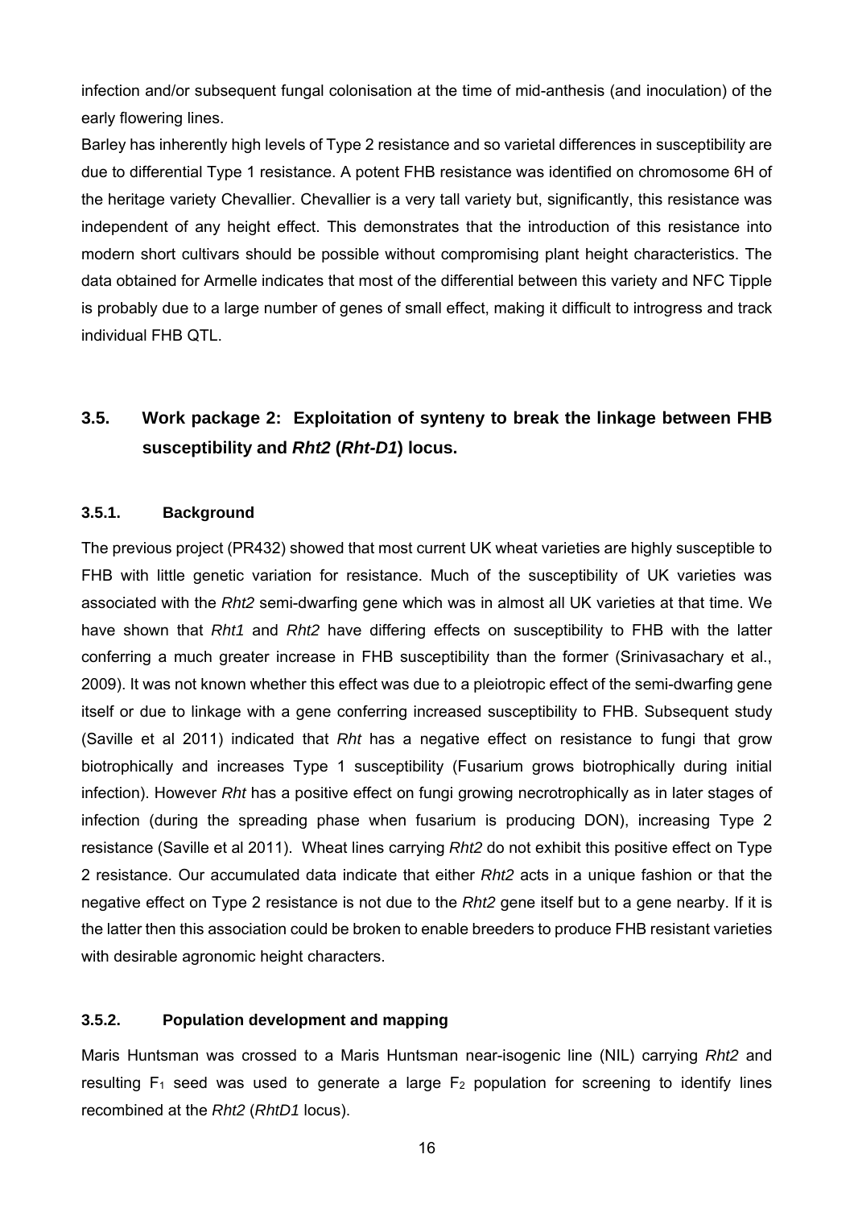infection and/or subsequent fungal colonisation at the time of mid-anthesis (and inoculation) of the early flowering lines.

Barley has inherently high levels of Type 2 resistance and so varietal differences in susceptibility are due to differential Type 1 resistance. A potent FHB resistance was identified on chromosome 6H of the heritage variety Chevallier. Chevallier is a very tall variety but, significantly, this resistance was independent of any height effect. This demonstrates that the introduction of this resistance into modern short cultivars should be possible without compromising plant height characteristics. The data obtained for Armelle indicates that most of the differential between this variety and NFC Tipple is probably due to a large number of genes of small effect, making it difficult to introgress and track individual FHB QTL.

## 3.5. Work package 2: Exploitation of synteny to break the linkage between FHB susceptibility and *Rht2* (*Rht-D1*) locus.

### 3.5.1. Background

The previous project (PR432) showed that most current UK wheat varieties are highly susceptible to FHB with little genetic variation for resistance. Much of the susceptibility of UK varieties was associated with the *Rht2* semi-dwarfing gene which was in almost all UK varieties at that time. We have shown that *Rht1* and *Rht2* have differing effects on susceptibility to FHB with the latter conferring a much greater increase in FHB susceptibility than the former (Srinivasachary et al., 2009). It was not known whether this effect was due to a pleiotropic effect of the semi-dwarfing gene itself or due to linkage with a gene conferring increased susceptibility to FHB. Subsequent study (Saville et al 2011) indicated that *Rht* has a negative effect on resistance to fungi that grow biotrophically and increases Type 1 susceptibility (Fusarium grows biotrophically during initial infection). However *Rht* has a positive effect on fungi growing necrotrophically as in later stages of infection (during the spreading phase when fusarium is producing DON), increasing Type 2 resistance (Saville et al 2011). Wheat lines carrying *Rht2* do not exhibit this positive effect on Type 2 resistance. Our accumulated data indicate that either *Rht2* acts in a unique fashion or that the negative effect on Type 2 resistance is not due to the *Rht2* gene itself but to a gene nearby. If it is the latter then this association could be broken to enable breeders to produce FHB resistant varieties with desirable agronomic height characters.

### 3.5.2. Population development and mapping

Maris Huntsman was crossed to a Maris Huntsman near-isogenic line (NIL) carrying *Rht2* and resulting $F_1$ seed was used to generate a large $F_2$ population for screening to identify lines recombined at the *Rht2* (*RhtD1* locus).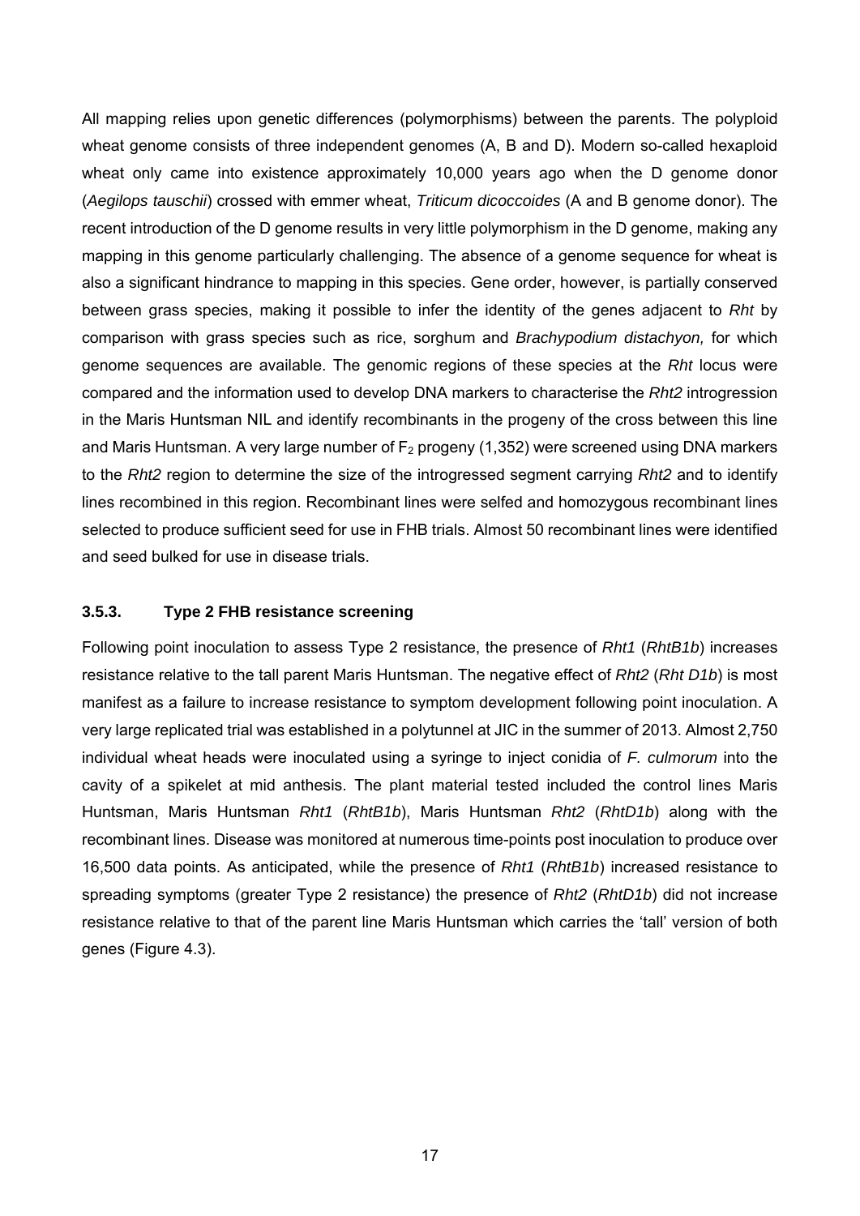All mapping relies upon genetic differences (polymorphisms) between the parents. The polyploid wheat genome consists of three independent genomes (A, B and D). Modern so-called hexaploid wheat only came into existence approximately 10,000 years ago when the D genome donor (*Aegilops tauschii*) crossed with emmer wheat, *Triticum dicoccoides* (A and B genome donor). The recent introduction of the D genome results in very little polymorphism in the D genome, making any mapping in this genome particularly challenging. The absence of a genome sequence for wheat is also a significant hindrance to mapping in this species. Gene order, however, is partially conserved between grass species, making it possible to infer the identity of the genes adjacent to *Rht* by comparison with grass species such as rice, sorghum and *Brachypodium distachyon,* for which genome sequences are available. The genomic regions of these species at the *Rht* locus were compared and the information used to develop DNA markers to characterise the *Rht2* introgression in the Maris Huntsman NIL and identify recombinants in the progeny of the cross between this line and Maris Huntsman. A very large number of $F_2$ progeny (1,352) were screened using DNA markers to the *Rht2* region to determine the size of the introgressed segment carrying *Rht2* and to identify lines recombined in this region. Recombinant lines were selfed and homozygous recombinant lines selected to produce sufficient seed for use in FHB trials. Almost 50 recombinant lines were identified and seed bulked for use in disease trials.

### 3.5.3. Type 2 FHB resistance screening

Following point inoculation to assess Type 2 resistance, the presence of *Rht1* (*RhtB1b*) increases resistance relative to the tall parent Maris Huntsman. The negative effect of *Rht2* (*Rht D1b*) is most manifest as a failure to increase resistance to symptom development following point inoculation. A very large replicated trial was established in a polytunnel at JIC in the summer of 2013. Almost 2,750 individual wheat heads were inoculated using a syringe to inject conidia of *F. culmorum* into the cavity of a spikelet at mid anthesis. The plant material tested included the control lines Maris Huntsman, Maris Huntsman *Rht1* (*RhtB1b*), Maris Huntsman *Rht2* (*RhtD1b*) along with the recombinant lines. Disease was monitored at numerous time-points post inoculation to produce over 16,500 data points. As anticipated, while the presence of *Rht1* (*RhtB1b*) increased resistance to spreading symptoms (greater Type 2 resistance) the presence of *Rht2* (*RhtD1b*) did not increase resistance relative to that of the parent line Maris Huntsman which carries the 'tall' version of both genes (Figure 4.3).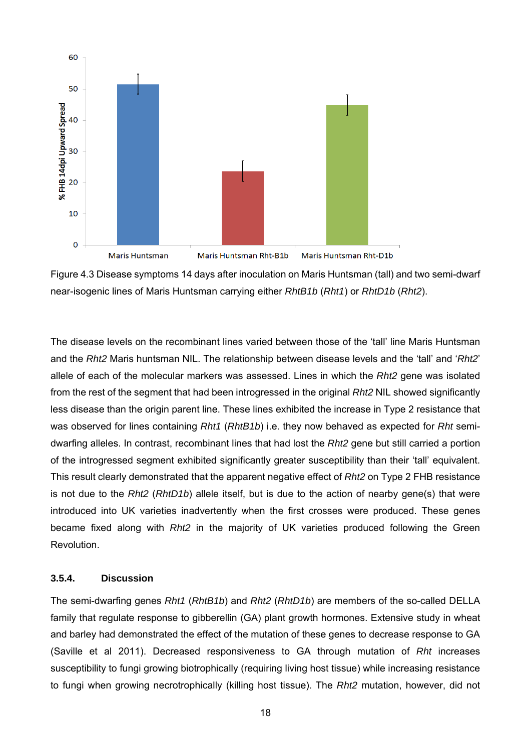Figure 4.3 Disease symptoms 14 days after inoculation on Maris Huntsman (tall) and two semi-dwarf near-isogenic lines of Maris Huntsman carrying either *RhtB1b* (*Rht1*) or *RhtD1b* (*Rht2*).

The disease levels on the recombinant lines varied between those of the 'tall' line Maris Huntsman and the *Rht2* Maris huntsman NIL. The relationship between disease levels and the 'tall' and '*Rht2*' allele of each of the molecular markers was assessed. Lines in which the *Rht2* gene was isolated from the rest of the segment that had been introgressed in the original *Rht2* NIL showed significantly less disease than the origin parent line. These lines exhibited the increase in Type 2 resistance that was observed for lines containing *Rht1* (*RhtB1b*) i.e. they now behaved as expected for *Rht* semi-dwarfing alleles. In contrast, recombinant lines that had lost the *Rht2* gene but still carried a portion of the introgressed segment exhibited significantly greater susceptibility than their 'tall' equivalent. This result clearly demonstrated that the apparent negative effect of *Rht2* on Type 2 FHB resistance is not due to the *Rht2* (*RhtD1b*) allele itself, but is due to the action of nearby gene(s) that were introduced into UK varieties inadvertently when the first crosses were produced. These genes became fixed along with *Rht2* in the majority of UK varieties produced following the Green Revolution.

### 3.5.4. Discussion

The semi-dwarfing genes *Rht1* (*RhtB1b*) and *Rht2* (*RhtD1b*) are members of the so-called DELLA family that regulate response to gibberellin (GA) plant growth hormones. Extensive study in wheat and barley had demonstrated the effect of the mutation of these genes to decrease response to GA (Saville et al 2011). Decreased responsiveness to GA through mutation of *Rht* increases susceptibility to fungi growing biotrophically (requiring living host tissue) while increasing resistance to fungi when growing necrotrophically (killing host tissue). The *Rht2* mutation, however, did not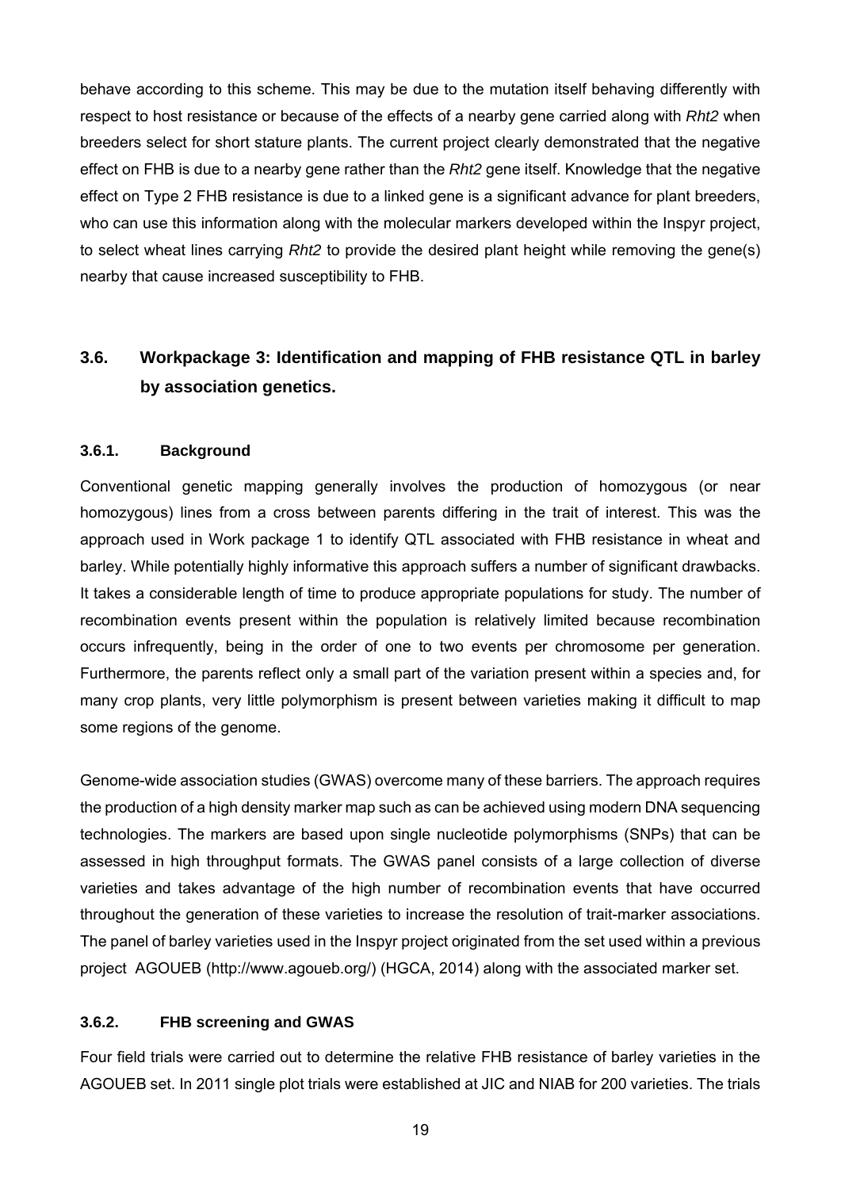behave according to this scheme. This may be due to the mutation itself behaving differently with respect to host resistance or because of the effects of a nearby gene carried along with *Rht2* when breeders select for short stature plants. The current project clearly demonstrated that the negative effect on FHB is due to a nearby gene rather than the *Rht2* gene itself. Knowledge that the negative effect on Type 2 FHB resistance is due to a linked gene is a significant advance for plant breeders, who can use this information along with the molecular markers developed within the Inspyr project, to select wheat lines carrying *Rht2* to provide the desired plant height while removing the gene(s) nearby that cause increased susceptibility to FHB.

## 3.6. Workpackage 3: Identification and mapping of FHB resistance QTL in barley by association genetics.

### 3.6.1. Background

Conventional genetic mapping generally involves the production of homozygous (or near homozygous) lines from a cross between parents differing in the trait of interest. This was the approach used in Work package 1 to identify QTL associated with FHB resistance in wheat and barley. While potentially highly informative this approach suffers a number of significant drawbacks. It takes a considerable length of time to produce appropriate populations for study. The number of recombination events present within the population is relatively limited because recombination occurs infrequently, being in the order of one to two events per chromosome per generation. Furthermore, the parents reflect only a small part of the variation present within a species and, for many crop plants, very little polymorphism is present between varieties making it difficult to map some regions of the genome.

Genome-wide association studies (GWAS) overcome many of these barriers. The approach requires the production of a high density marker map such as can be achieved using modern DNA sequencing technologies. The markers are based upon single nucleotide polymorphisms (SNPs) that can be assessed in high throughput formats. The GWAS panel consists of a large collection of diverse varieties and takes advantage of the high number of recombination events that have occurred throughout the generation of these varieties to increase the resolution of trait-marker associations. The panel of barley varieties used in the Inspyr project originated from the set used within a previous project AGOUEB (http://www.agoueb.org/) (HGCA, 2014) along with the associated marker set.

### 3.6.2. FHB screening and GWAS

Four field trials were carried out to determine the relative FHB resistance of barley varieties in the AGOUEB set. In 2011 single plot trials were established at JIC and NIAB for 200 varieties. The trials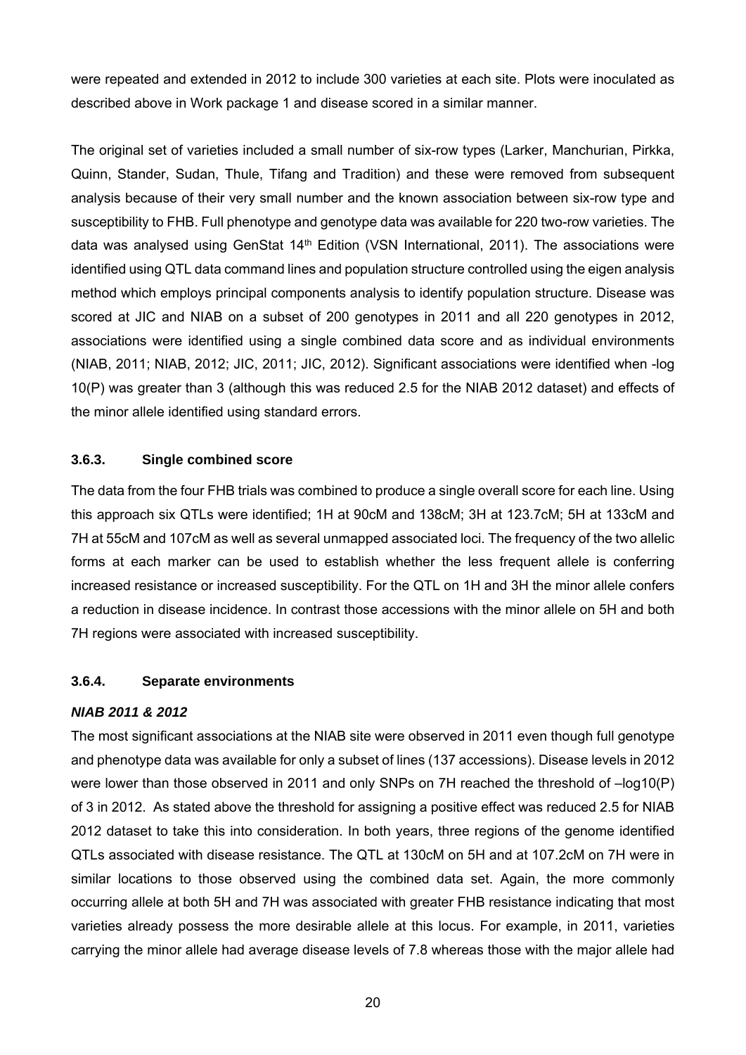were repeated and extended in 2012 to include 300 varieties at each site. Plots were inoculated as described above in Work package 1 and disease scored in a similar manner.

The original set of varieties included a small number of six-row types (Larker, Manchurian, Pirkka, Quinn, Stander, Sudan, Thule, Tifang and Tradition) and these were removed from subsequent analysis because of their very small number and the known association between six-row type and susceptibility to FHB. Full phenotype and genotype data was available for 220 two-row varieties. The data was analysed using GenStat 14th Edition (VSN International, 2011). The associations were identified using QTL data command lines and population structure controlled using the eigen analysis method which employs principal components analysis to identify population structure. Disease was scored at JIC and NIAB on a subset of 200 genotypes in 2011 and all 220 genotypes in 2012, associations were identified using a single combined data score and as individual environments (NIAB, 2011; NIAB, 2012; JIC, 2011; JIC, 2012). Significant associations were identified when -log 10(P) was greater than 3 (although this was reduced 2.5 for the NIAB 2012 dataset) and effects of the minor allele identified using standard errors.

### 3.6.3. Single combined score

The data from the four FHB trials was combined to produce a single overall score for each line. Using this approach six QTLs were identified; 1H at 90cM and 138cM; 3H at 123.7cM; 5H at 133cM and 7H at 55cM and 107cM as well as several unmapped associated loci. The frequency of the two allelic forms at each marker can be used to establish whether the less frequent allele is conferring increased resistance or increased susceptibility. For the QTL on 1H and 3H the minor allele confers a reduction in disease incidence. In contrast those accessions with the minor allele on 5H and both 7H regions were associated with increased susceptibility.

### 3.6.4. Separate environments

***NIAB 2011 & 2012***

The most significant associations at the NIAB site were observed in 2011 even though full genotype and phenotype data was available for only a subset of lines (137 accessions). Disease levels in 2012 were lower than those observed in 2011 and only SNPs on 7H reached the threshold of –log10(P) of 3 in 2012. As stated above the threshold for assigning a positive effect was reduced 2.5 for NIAB 2012 dataset to take this into consideration. In both years, three regions of the genome identified QTLs associated with disease resistance. The QTL at 130cM on 5H and at 107.2cM on 7H were in similar locations to those observed using the combined data set. Again, the more commonly occurring allele at both 5H and 7H was associated with greater FHB resistance indicating that most varieties already possess the more desirable allele at this locus. For example, in 2011, varieties carrying the minor allele had average disease levels of 7.8 whereas those with the major allele had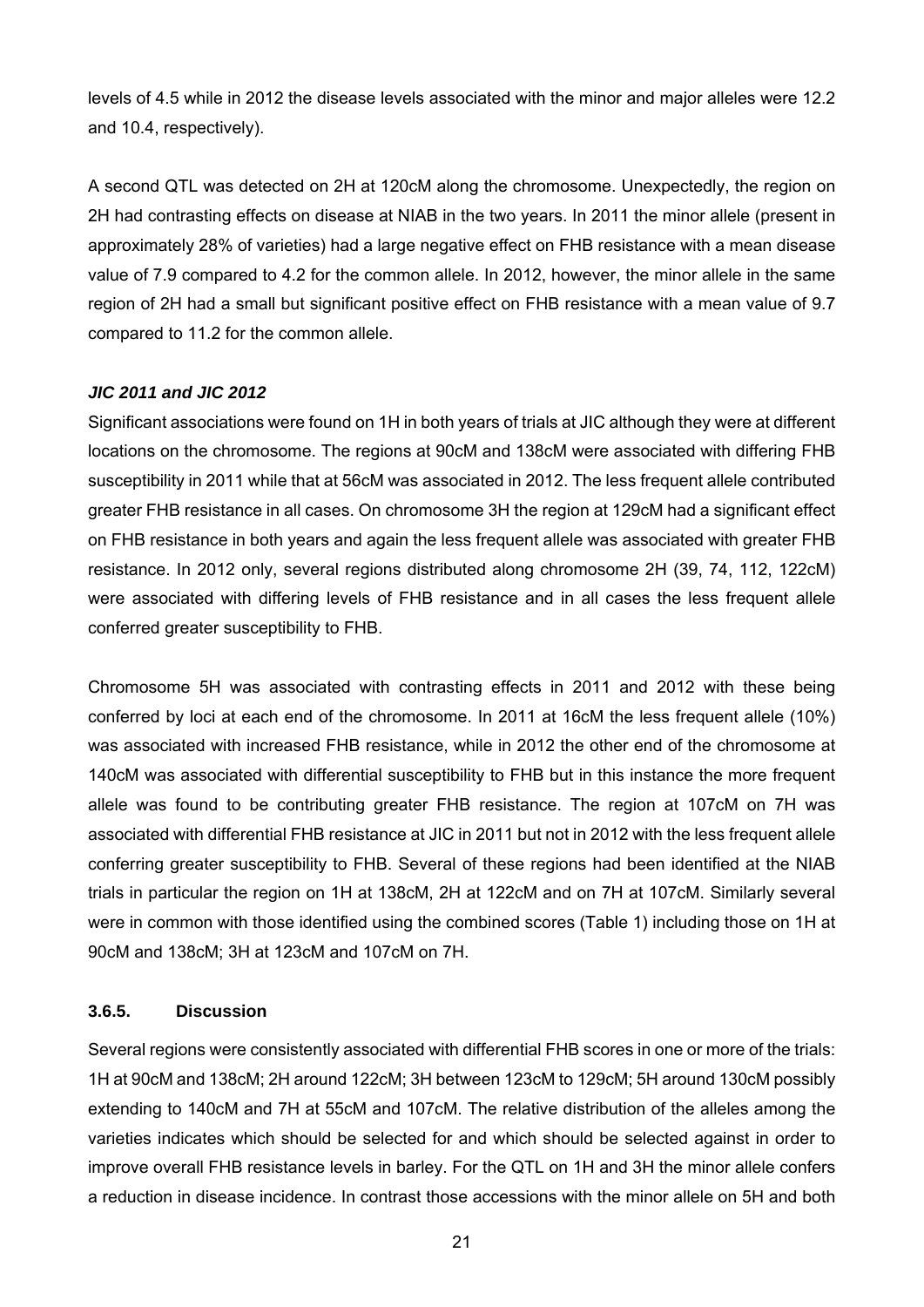levels of 4.5 while in 2012 the disease levels associated with the minor and major alleles were 12.2 and 10.4, respectively).

A second QTL was detected on 2H at 120cM along the chromosome. Unexpectedly, the region on 2H had contrasting effects on disease at NIAB in the two years. In 2011 the minor allele (present in approximately 28% of varieties) had a large negative effect on FHB resistance with a mean disease value of 7.9 compared to 4.2 for the common allele. In 2012, however, the minor allele in the same region of 2H had a small but significant positive effect on FHB resistance with a mean value of 9.7 compared to 11.2 for the common allele.

***JIC 2011 and JIC 2012***

Significant associations were found on 1H in both years of trials at JIC although they were at different locations on the chromosome. The regions at 90cM and 138cM were associated with differing FHB susceptibility in 2011 while that at 56cM was associated in 2012. The less frequent allele contributed greater FHB resistance in all cases. On chromosome 3H the region at 129cM had a significant effect on FHB resistance in both years and again the less frequent allele was associated with greater FHB resistance. In 2012 only, several regions distributed along chromosome 2H (39, 74, 112, 122cM) were associated with differing levels of FHB resistance and in all cases the less frequent allele conferred greater susceptibility to FHB.

Chromosome 5H was associated with contrasting effects in 2011 and 2012 with these being conferred by loci at each end of the chromosome. In 2011 at 16cM the less frequent allele (10%) was associated with increased FHB resistance, while in 2012 the other end of the chromosome at 140cM was associated with differential susceptibility to FHB but in this instance the more frequent allele was found to be contributing greater FHB resistance. The region at 107cM on 7H was associated with differential FHB resistance at JIC in 2011 but not in 2012 with the less frequent allele conferring greater susceptibility to FHB. Several of these regions had been identified at the NIAB trials in particular the region on 1H at 138cM, 2H at 122cM and on 7H at 107cM. Similarly several were in common with those identified using the combined scores (Table 1) including those on 1H at 90cM and 138cM; 3H at 123cM and 107cM on 7H.

### 3.6.5. Discussion

Several regions were consistently associated with differential FHB scores in one or more of the trials: 1H at 90cM and 138cM; 2H around 122cM; 3H between 123cM to 129cM; 5H around 130cM possibly extending to 140cM and 7H at 55cM and 107cM. The relative distribution of the alleles among the varieties indicates which should be selected for and which should be selected against in order to improve overall FHB resistance levels in barley. For the QTL on 1H and 3H the minor allele confers a reduction in disease incidence. In contrast those accessions with the minor allele on 5H and both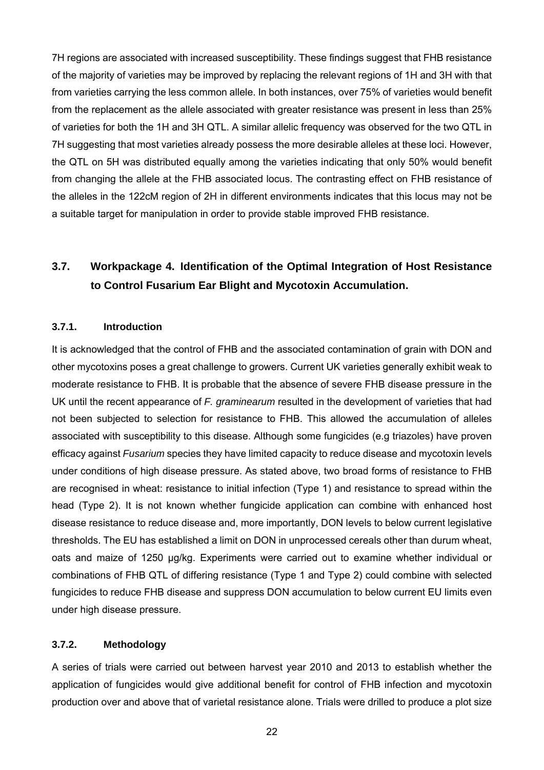7H regions are associated with increased susceptibility. These findings suggest that FHB resistance of the majority of varieties may be improved by replacing the relevant regions of 1H and 3H with that from varieties carrying the less common allele. In both instances, over 75% of varieties would benefit from the replacement as the allele associated with greater resistance was present in less than 25% of varieties for both the 1H and 3H QTL. A similar allelic frequency was observed for the two QTL in 7H suggesting that most varieties already possess the more desirable alleles at these loci. However, the QTL on 5H was distributed equally among the varieties indicating that only 50% would benefit from changing the allele at the FHB associated locus. The contrasting effect on FHB resistance of the alleles in the 122cM region of 2H in different environments indicates that this locus may not be a suitable target for manipulation in order to provide stable improved FHB resistance.

## 3.7. Workpackage 4. Identification of the Optimal Integration of Host Resistance to Control Fusarium Ear Blight and Mycotoxin Accumulation.

### 3.7.1. Introduction

It is acknowledged that the control of FHB and the associated contamination of grain with DON and other mycotoxins poses a great challenge to growers. Current UK varieties generally exhibit weak to moderate resistance to FHB. It is probable that the absence of severe FHB disease pressure in the UK until the recent appearance of *F. graminearum* resulted in the development of varieties that had not been subjected to selection for resistance to FHB. This allowed the accumulation of alleles associated with susceptibility to this disease. Although some fungicides (e.g triazoles) have proven efficacy against *Fusarium* species they have limited capacity to reduce disease and mycotoxin levels under conditions of high disease pressure. As stated above, two broad forms of resistance to FHB are recognised in wheat: resistance to initial infection (Type 1) and resistance to spread within the head (Type 2). It is not known whether fungicide application can combine with enhanced host disease resistance to reduce disease and, more importantly, DON levels to below current legislative thresholds. The EU has established a limit on DON in unprocessed cereals other than durum wheat, oats and maize of 1250 µg/kg. Experiments were carried out to examine whether individual or combinations of FHB QTL of differing resistance (Type 1 and Type 2) could combine with selected fungicides to reduce FHB disease and suppress DON accumulation to below current EU limits even under high disease pressure.

### 3.7.2. Methodology

A series of trials were carried out between harvest year 2010 and 2013 to establish whether the application of fungicides would give additional benefit for control of FHB infection and mycotoxin production over and above that of varietal resistance alone. Trials were drilled to produce a plot size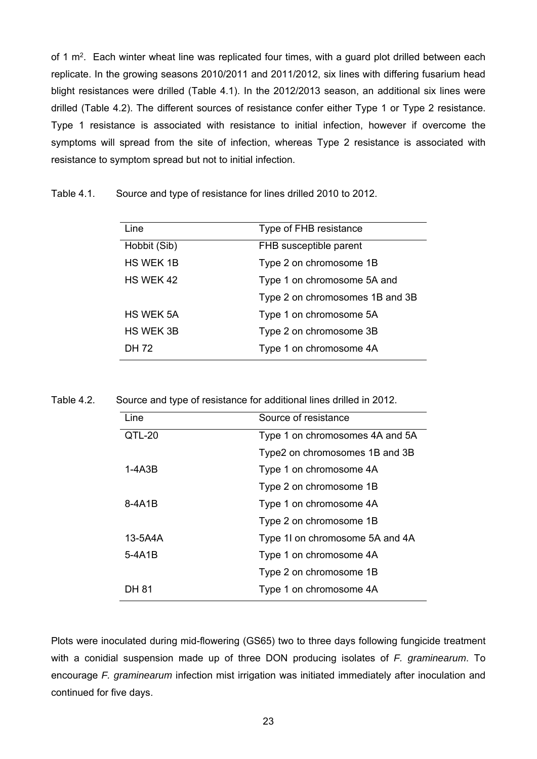of 1 $m^2$. Each winter wheat line was replicated four times, with a guard plot drilled between each replicate. In the growing seasons 2010/2011 and 2011/2012, six lines with differing fusarium head blight resistances were drilled (Table 4.1). In the 2012/2013 season, an additional six lines were drilled (Table 4.2). The different sources of resistance confer either Type 1 or Type 2 resistance. Type 1 resistance is associated with resistance to initial infection, however if overcome the symptoms will spread from the site of infection, whereas Type 2 resistance is associated with resistance to symptom spread but not to initial infection.

Table 4.1. Source and type of resistance for lines drilled 2010 to 2012.

| Line | Type of FHB resistance |
| --- | --- |
| Hobbit (Sib) | FHB susceptible parent |
| HS WEK 1B | Type 2 on chromosome 1B |
| HS WEK 42 | Type 1 on chromosome 5A and |
| | Type 2 on chromosomes 1B and 3B |
| HS WEK 5A | Type 1 on chromosome 5A |
| HS WEK 3B | Type 2 on chromosome 3B |
| DH 72 | Type 1 on chromosome 4A |

Table 4.2. Source and type of resistance for additional lines drilled in 2012.

| Line | Source of resistance |
| --- | --- |
| QTL-20 | Type 1 on chromosomes 4A and 5A |
| | Type2 on chromosomes 1B and 3B |
| 1-4A3B | Type 1 on chromosome 4A |
| | Type 2 on chromosome 1B |
| 8-4A1B | Type 1 on chromosome 4A |
| | Type 2 on chromosome 1B |
| 13-5A4A | Type 1I on chromosome 5A and 4A |
| 5-4A1B | Type 1 on chromosome 4A |
| | Type 2 on chromosome 1B |
| DH 81 | Type 1 on chromosome 4A |

Plots were inoculated during mid-flowering (GS65) two to three days following fungicide treatment with a conidial suspension made up of three DON producing isolates of *F. graminearum*. To encourage *F. graminearum* infection mist irrigation was initiated immediately after inoculation and continued for five days.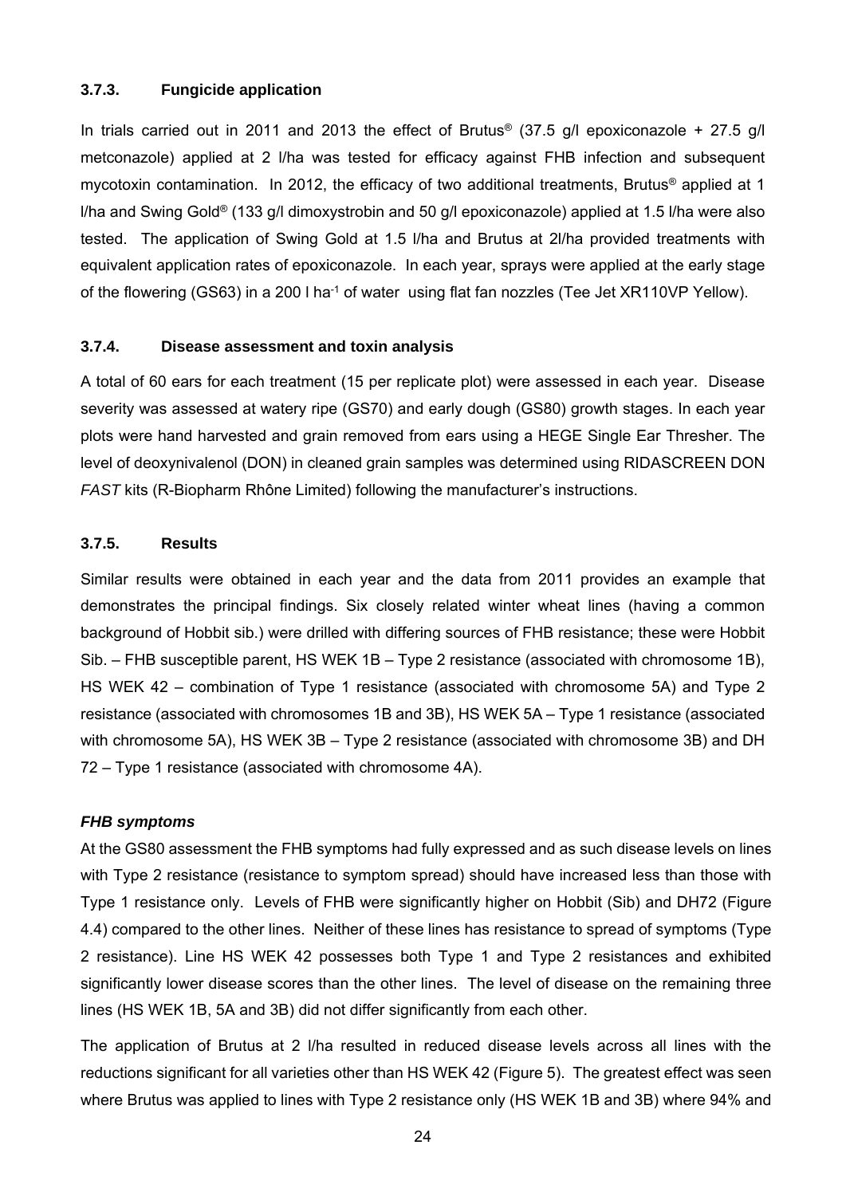### 3.7.3. Fungicide application

In trials carried out in 2011 and 2013 the effect of Brutus® (37.5 g/l epoxiconazole + 27.5 g/l metconazole) applied at 2 l/ha was tested for efficacy against FHB infection and subsequent mycotoxin contamination. In 2012, the efficacy of two additional treatments, Brutus® applied at 1 l/ha and Swing Gold® (133 g/l dimoxystrobin and 50 g/l epoxiconazole) applied at 1.5 l/ha were also tested. The application of Swing Gold at 1.5 l/ha and Brutus at 2l/ha provided treatments with equivalent application rates of epoxiconazole. In each year, sprays were applied at the early stage of the flowering (GS63) in a 200 l $ha^{-1}$ of water using flat fan nozzles (Tee Jet XR110VP Yellow).

### 3.7.4. Disease assessment and toxin analysis

A total of 60 ears for each treatment (15 per replicate plot) were assessed in each year. Disease severity was assessed at watery ripe (GS70) and early dough (GS80) growth stages. In each year plots were hand harvested and grain removed from ears using a HEGE Single Ear Thresher. The level of deoxynivalenol (DON) in cleaned grain samples was determined using RIDASCREEN DON *FAST* kits (R-Biopharm Rhône Limited) following the manufacturer's instructions.

### 3.7.5. Results

Similar results were obtained in each year and the data from 2011 provides an example that demonstrates the principal findings. Six closely related winter wheat lines (having a common background of Hobbit sib.) were drilled with differing sources of FHB resistance; these were Hobbit Sib. – FHB susceptible parent, HS WEK 1B – Type 2 resistance (associated with chromosome 1B), HS WEK 42 – combination of Type 1 resistance (associated with chromosome 5A) and Type 2 resistance (associated with chromosomes 1B and 3B), HS WEK 5A – Type 1 resistance (associated with chromosome 5A), HS WEK 3B – Type 2 resistance (associated with chromosome 3B) and DH 72 – Type 1 resistance (associated with chromosome 4A).

***FHB symptoms***

At the GS80 assessment the FHB symptoms had fully expressed and as such disease levels on lines with Type 2 resistance (resistance to symptom spread) should have increased less than those with Type 1 resistance only. Levels of FHB were significantly higher on Hobbit (Sib) and DH72 (Figure 4.4) compared to the other lines. Neither of these lines has resistance to spread of symptoms (Type 2 resistance). Line HS WEK 42 possesses both Type 1 and Type 2 resistances and exhibited significantly lower disease scores than the other lines. The level of disease on the remaining three lines (HS WEK 1B, 5A and 3B) did not differ significantly from each other.

The application of Brutus at 2 l/ha resulted in reduced disease levels across all lines with the reductions significant for all varieties other than HS WEK 42 (Figure 5). The greatest effect was seen where Brutus was applied to lines with Type 2 resistance only (HS WEK 1B and 3B) where 94% and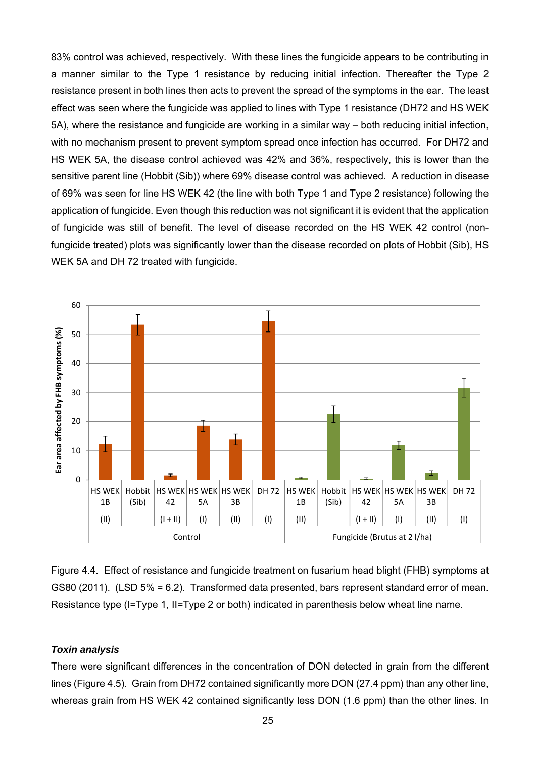83% control was achieved, respectively. With these lines the fungicide appears to be contributing in a manner similar to the Type 1 resistance by reducing initial infection. Thereafter the Type 2 resistance present in both lines then acts to prevent the spread of the symptoms in the ear. The least effect was seen where the fungicide was applied to lines with Type 1 resistance (DH72 and HS WEK 5A), where the resistance and fungicide are working in a similar way – both reducing initial infection, with no mechanism present to prevent symptom spread once infection has occurred. For DH72 and HS WEK 5A, the disease control achieved was 42% and 36%, respectively, this is lower than the sensitive parent line (Hobbit (Sib)) where 69% disease control was achieved. A reduction in disease of 69% was seen for line HS WEK 42 (the line with both Type 1 and Type 2 resistance) following the application of fungicide. Even though this reduction was not significant it is evident that the application of fungicide was still of benefit. The level of disease recorded on the HS WEK 42 control (non-fungicide treated) plots was significantly lower than the disease recorded on plots of Hobbit (Sib), HS WEK 5A and DH 72 treated with fungicide.

Figure 4.4. Effect of resistance and fungicide treatment on fusarium head blight (FHB) symptoms at GS80 (2011). (LSD 5% = 6.2). Transformed data presented, bars represent standard error of mean. Resistance type (I=Type 1, II=Type 2 or both) indicated in parenthesis below wheat line name.

***Toxin analysis***

There were significant differences in the concentration of DON detected in grain from the different lines (Figure 4.5). Grain from DH72 contained significantly more DON (27.4 ppm) than any other line, whereas grain from HS WEK 42 contained significantly less DON (1.6 ppm) than the other lines. In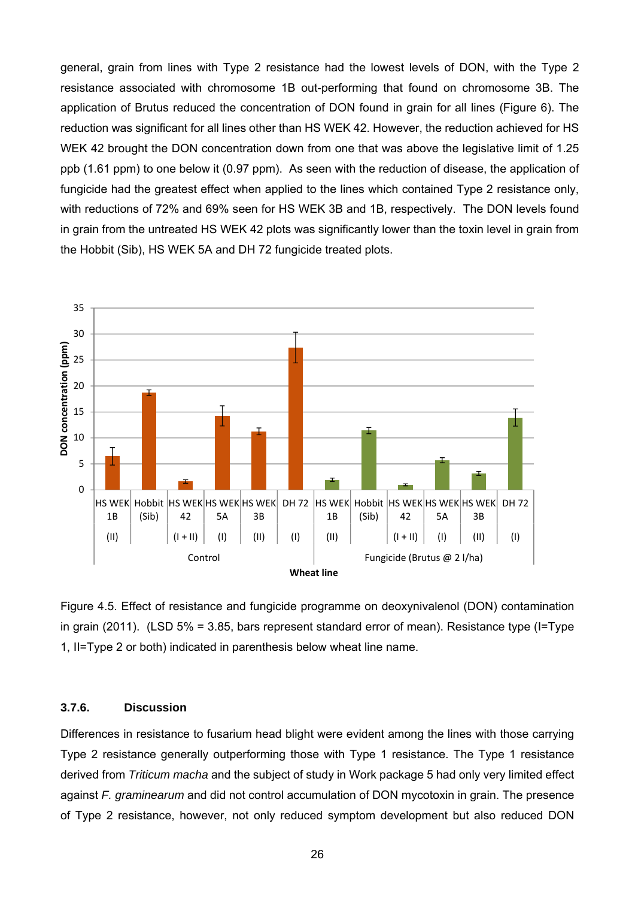general, grain from lines with Type 2 resistance had the lowest levels of DON, with the Type 2 resistance associated with chromosome 1B out-performing that found on chromosome 3B. The application of Brutus reduced the concentration of DON found in grain for all lines (Figure 6). The reduction was significant for all lines other than HS WEK 42. However, the reduction achieved for HS WEK 42 brought the DON concentration down from one that was above the legislative limit of 1.25 ppb (1.61 ppm) to one below it (0.97 ppm). As seen with the reduction of disease, the application of fungicide had the greatest effect when applied to the lines which contained Type 2 resistance only, with reductions of 72% and 69% seen for HS WEK 3B and 1B, respectively. The DON levels found in grain from the untreated HS WEK 42 plots was significantly lower than the toxin level in grain from the Hobbit (Sib), HS WEK 5A and DH 72 fungicide treated plots.

Figure 4.5. Effect of resistance and fungicide programme on deoxynivalenol (DON) contamination in grain (2011). (LSD 5% = 3.85, bars represent standard error of mean). Resistance type (I=Type 1, II=Type 2 or both) indicated in parenthesis below wheat line name.

### 3.7.6. Discussion

Differences in resistance to fusarium head blight were evident among the lines with those carrying Type 2 resistance generally outperforming those with Type 1 resistance. The Type 1 resistance derived from *Triticum macha* and the subject of study in Work package 5 had only very limited effect against *F. graminearum* and did not control accumulation of DON mycotoxin in grain. The presence of Type 2 resistance, however, not only reduced symptom development but also reduced DON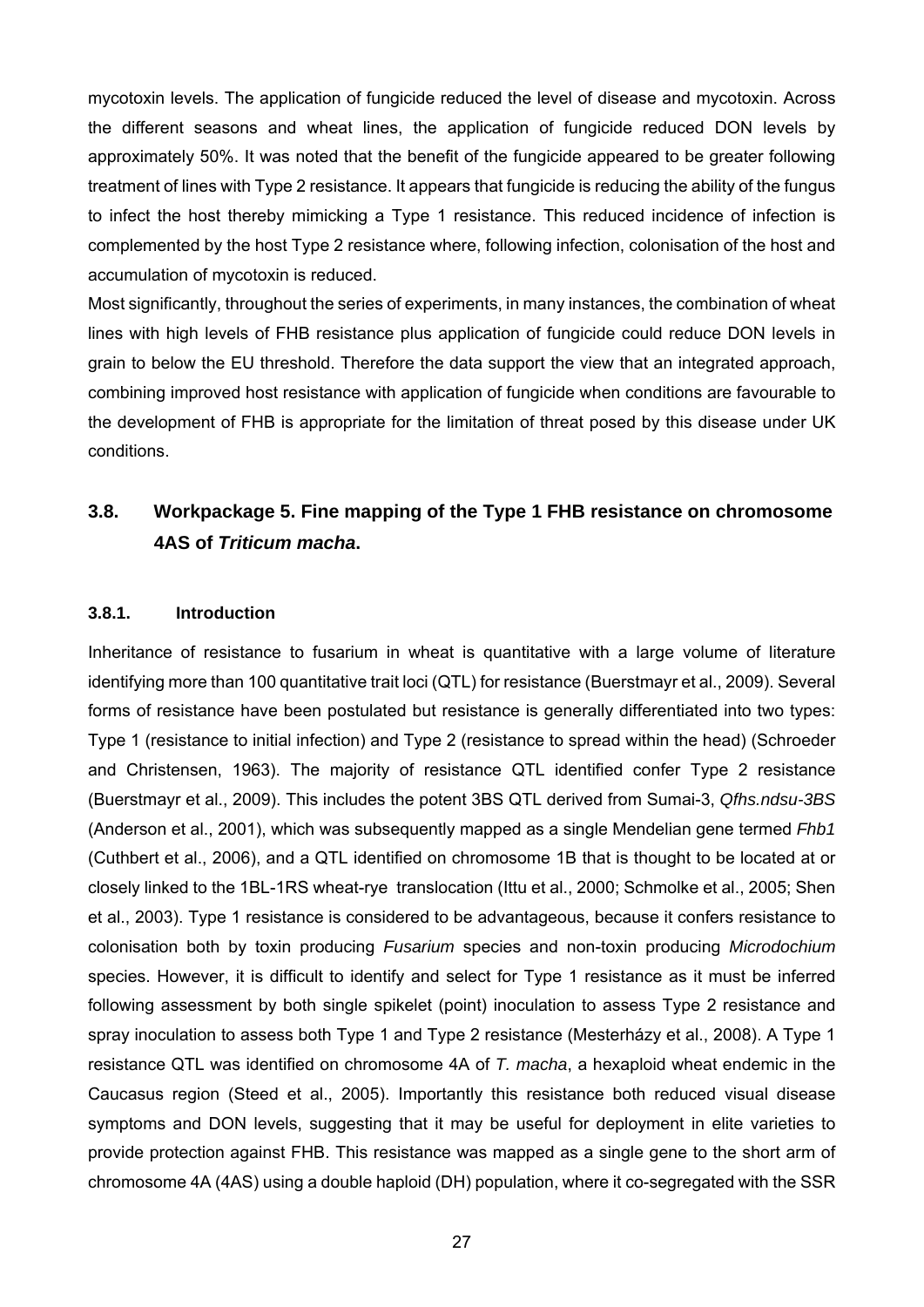mycotoxin levels. The application of fungicide reduced the level of disease and mycotoxin. Across the different seasons and wheat lines, the application of fungicide reduced DON levels by approximately 50%. It was noted that the benefit of the fungicide appeared to be greater following treatment of lines with Type 2 resistance. It appears that fungicide is reducing the ability of the fungus to infect the host thereby mimicking a Type 1 resistance. This reduced incidence of infection is complemented by the host Type 2 resistance where, following infection, colonisation of the host and accumulation of mycotoxin is reduced.

Most significantly, throughout the series of experiments, in many instances, the combination of wheat lines with high levels of FHB resistance plus application of fungicide could reduce DON levels in grain to below the EU threshold. Therefore the data support the view that an integrated approach, combining improved host resistance with application of fungicide when conditions are favourable to the development of FHB is appropriate for the limitation of threat posed by this disease under UK conditions.

## 3.8. Workpackage 5. Fine mapping of the Type 1 FHB resistance on chromosome 4AS of *Triticum macha*.

### 3.8.1. Introduction

Inheritance of resistance to fusarium in wheat is quantitative with a large volume of literature identifying more than 100 quantitative trait loci (QTL) for resistance (Buerstmayr et al., 2009). Several forms of resistance have been postulated but resistance is generally differentiated into two types: Type 1 (resistance to initial infection) and Type 2 (resistance to spread within the head) (Schroeder and Christensen, 1963). The majority of resistance QTL identified confer Type 2 resistance (Buerstmayr et al., 2009). This includes the potent 3BS QTL derived from Sumai-3, *Qfhs.ndsu-3BS* (Anderson et al., 2001), which was subsequently mapped as a single Mendelian gene termed *Fhb1* (Cuthbert et al., 2006), and a QTL identified on chromosome 1B that is thought to be located at or closely linked to the 1BL-1RS wheat-rye translocation (Ittu et al., 2000; Schmolke et al., 2005; Shen et al., 2003). Type 1 resistance is considered to be advantageous, because it confers resistance to colonisation both by toxin producing *Fusarium* species and non-toxin producing *Microdochium* species. However, it is difficult to identify and select for Type 1 resistance as it must be inferred following assessment by both single spikelet (point) inoculation to assess Type 2 resistance and spray inoculation to assess both Type 1 and Type 2 resistance (Mesterházy et al., 2008). A Type 1 resistance QTL was identified on chromosome 4A of *T. macha*, a hexaploid wheat endemic in the Caucasus region (Steed et al., 2005). Importantly this resistance both reduced visual disease symptoms and DON levels, suggesting that it may be useful for deployment in elite varieties to provide protection against FHB. This resistance was mapped as a single gene to the short arm of chromosome 4A (4AS) using a double haploid (DH) population, where it co-segregated with the SSR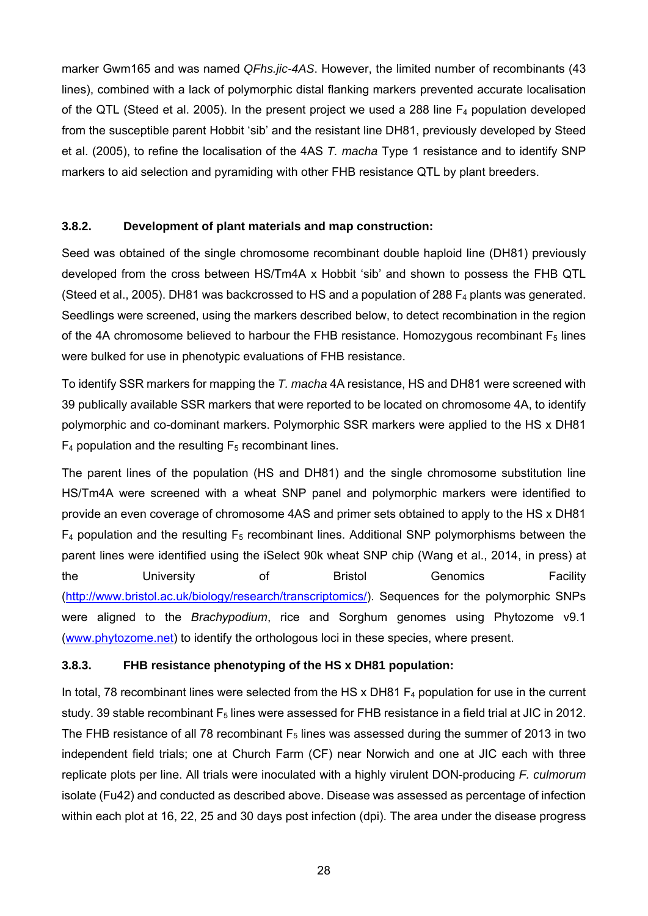marker Gwm165 and was named *QFhs.jic-4AS*. However, the limited number of recombinants (43 lines), combined with a lack of polymorphic distal flanking markers prevented accurate localisation of the QTL (Steed et al. 2005). In the present project we used a 288 line $F_4$ population developed from the susceptible parent Hobbit 'sib' and the resistant line DH81, previously developed by Steed et al. (2005), to refine the localisation of the 4AS *T. macha* Type 1 resistance and to identify SNP markers to aid selection and pyramiding with other FHB resistance QTL by plant breeders.

### 3.8.2. Development of plant materials and map construction:

Seed was obtained of the single chromosome recombinant double haploid line (DH81) previously developed from the cross between HS/Tm4A x Hobbit 'sib' and shown to possess the FHB QTL (Steed et al., 2005). DH81 was backcrossed to HS and a population of 288 $F_4$ plants was generated. Seedlings were screened, using the markers described below, to detect recombination in the region of the 4A chromosome believed to harbour the FHB resistance. Homozygous recombinant $F_5$ lines were bulked for use in phenotypic evaluations of FHB resistance.

To identify SSR markers for mapping the *T. macha* 4A resistance, HS and DH81 were screened with 39 publically available SSR markers that were reported to be located on chromosome 4A, to identify polymorphic and co-dominant markers. Polymorphic SSR markers were applied to the HS x DH81 $F_4$ population and the resulting $F_5$ recombinant lines.

The parent lines of the population (HS and DH81) and the single chromosome substitution line HS/Tm4A were screened with a wheat SNP panel and polymorphic markers were identified to provide an even coverage of chromosome 4AS and primer sets obtained to apply to the HS x DH81 $F_4$ population and the resulting $F_5$ recombinant lines. Additional SNP polymorphisms between the parent lines were identified using the iSelect 90k wheat SNP chip (Wang et al., 2014, in press) at the University of Bristol Genomics Facility (http://www.bristol.ac.uk/biology/research/transcriptomics/). Sequences for the polymorphic SNPs were aligned to the *Brachypodium*, rice and Sorghum genomes using Phytozome v9.1 (www.phytozome.net) to identify the orthologous loci in these species, where present.

### 3.8.3. FHB resistance phenotyping of the HS x DH81 population:

In total, 78 recombinant lines were selected from the HS x DH81 $F_4$ population for use in the current study. 39 stable recombinant $F_5$ lines were assessed for FHB resistance in a field trial at JIC in 2012. The FHB resistance of all 78 recombinant $F_5$ lines was assessed during the summer of 2013 in two independent field trials; one at Church Farm (CF) near Norwich and one at JIC each with three replicate plots per line. All trials were inoculated with a highly virulent DON-producing *F. culmorum* isolate (Fu42) and conducted as described above. Disease was assessed as percentage of infection within each plot at 16, 22, 25 and 30 days post infection (dpi). The area under the disease progress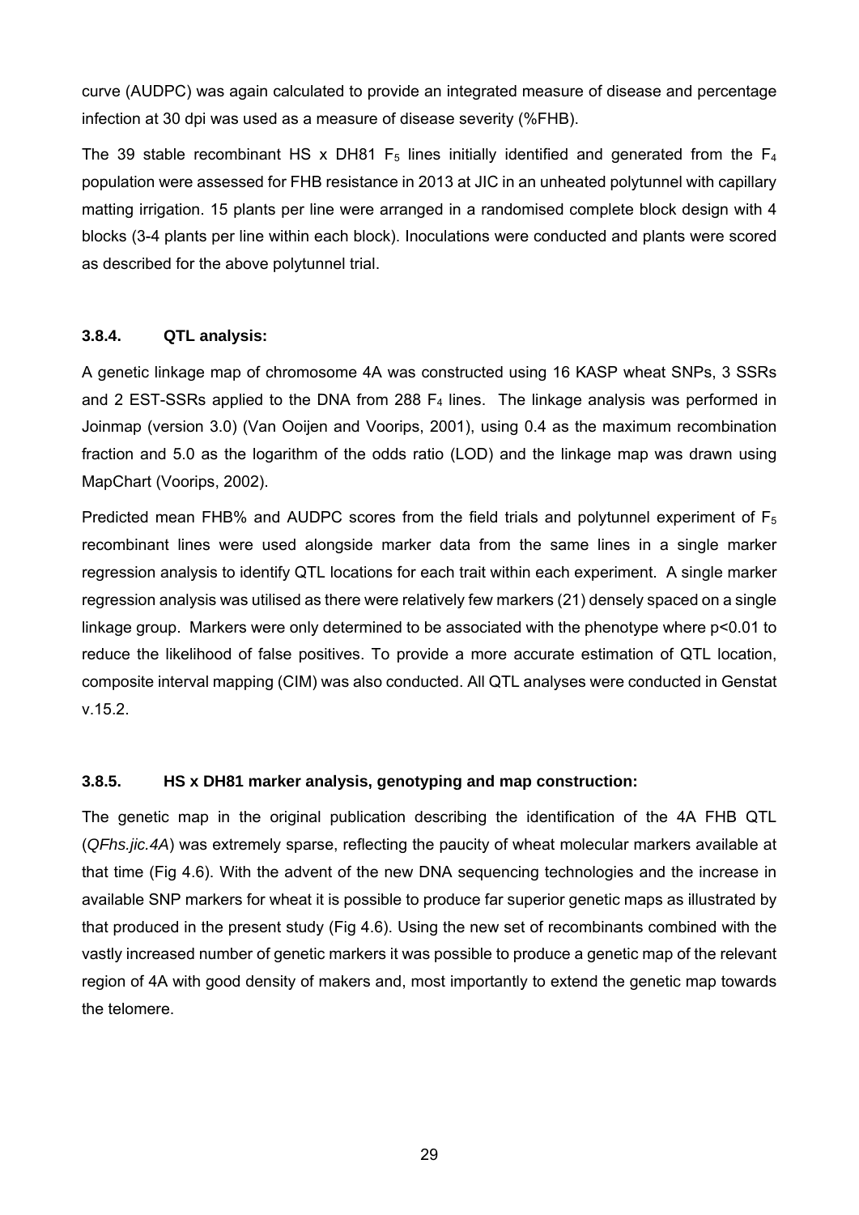curve (AUDPC) was again calculated to provide an integrated measure of disease and percentage infection at 30 dpi was used as a measure of disease severity (%FHB).

The 39 stable recombinant HS x DH81 $F_5$ lines initially identified and generated from the $F_4$ population were assessed for FHB resistance in 2013 at JIC in an unheated polytunnel with capillary matting irrigation. 15 plants per line were arranged in a randomised complete block design with 4 blocks (3-4 plants per line within each block). Inoculations were conducted and plants were scored as described for the above polytunnel trial.

### 3.8.4. QTL analysis:

A genetic linkage map of chromosome 4A was constructed using 16 KASP wheat SNPs, 3 SSRs and 2 EST-SSRs applied to the DNA from 288 $F_4$ lines. The linkage analysis was performed in Joinmap (version 3.0) (Van Ooijen and Voorips, 2001), using 0.4 as the maximum recombination fraction and 5.0 as the logarithm of the odds ratio (LOD) and the linkage map was drawn using MapChart (Voorips, 2002).

Predicted mean FHB% and AUDPC scores from the field trials and polytunnel experiment of $F_5$ recombinant lines were used alongside marker data from the same lines in a single marker regression analysis to identify QTL locations for each trait within each experiment. A single marker regression analysis was utilised as there were relatively few markers (21) densely spaced on a single linkage group. Markers were only determined to be associated with the phenotype where $p<0.01$ to reduce the likelihood of false positives. To provide a more accurate estimation of QTL location, composite interval mapping (CIM) was also conducted. All QTL analyses were conducted in Genstat v.15.2.

### 3.8.5. HS x DH81 marker analysis, genotyping and map construction:

The genetic map in the original publication describing the identification of the 4A FHB QTL (*QFhs.jic.4A*) was extremely sparse, reflecting the paucity of wheat molecular markers available at that time (Fig 4.6). With the advent of the new DNA sequencing technologies and the increase in available SNP markers for wheat it is possible to produce far superior genetic maps as illustrated by that produced in the present study (Fig 4.6). Using the new set of recombinants combined with the vastly increased number of genetic markers it was possible to produce a genetic map of the relevant region of 4A with good density of makers and, most importantly to extend the genetic map towards the telomere.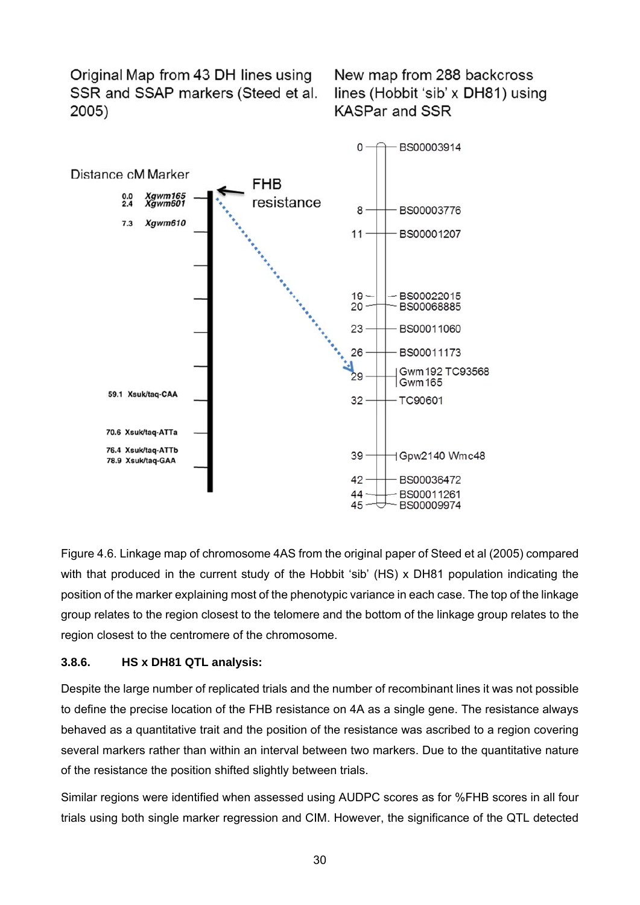Original Map from 43 DH lines using SSR and SSAP markers (Steed et al. 2005)

New map from 288 backcross lines (Hobbit 'sib' x DH81) using KASPar and SSR

| Distance cM | Marker |
|---|---|
| 0.0 | *Xgwm165* |
| 2.4 | *Xgwm601* |
| 7.3 | *Xgwm610* |
| 59.1 | Xsuk/taq-CAA |
| 70.6 | Xsuk/taq-ATTa |
| 76.4 | Xsuk/taq-ATTb |
| 78.9 | Xsuk/taq-GAA |

FHB resistance

| Distance cM | Marker |
|---|---|
| 0 | BS00003914 |
| 8 | BS00003776 |
| 11 | BS00001207 |
| 19 | BS00022015 |
| 20 | BS00068885 |
| 23 | BS00011060 |
| 26 | BS00011173 |
| 29 | Gwm192 TC93568 Gwm165 |
| 32 | TC90601 |
| 39 | Gpw2140 Wmc48 |
| 42 | BS00036472 |
| 44 | BS00011261 |
| 45 | BS00009974 |

Figure 4.6. Linkage map of chromosome 4AS from the original paper of Steed et al (2005) compared with that produced in the current study of the Hobbit 'sib' (HS) x DH81 population indicating the position of the marker explaining most of the phenotypic variance in each case. The top of the linkage group relates to the region closest to the telomere and the bottom of the linkage group relates to the region closest to the centromere of the chromosome.

### 3.8.6. HS x DH81 QTL analysis:

Despite the large number of replicated trials and the number of recombinant lines it was not possible to define the precise location of the FHB resistance on 4A as a single gene. The resistance always behaved as a quantitative trait and the position of the resistance was ascribed to a region covering several markers rather than within an interval between two markers. Due to the quantitative nature of the resistance the position shifted slightly between trials.

Similar regions were identified when assessed using AUDPC scores as for %FHB scores in all four trials using both single marker regression and CIM. However, the significance of the QTL detected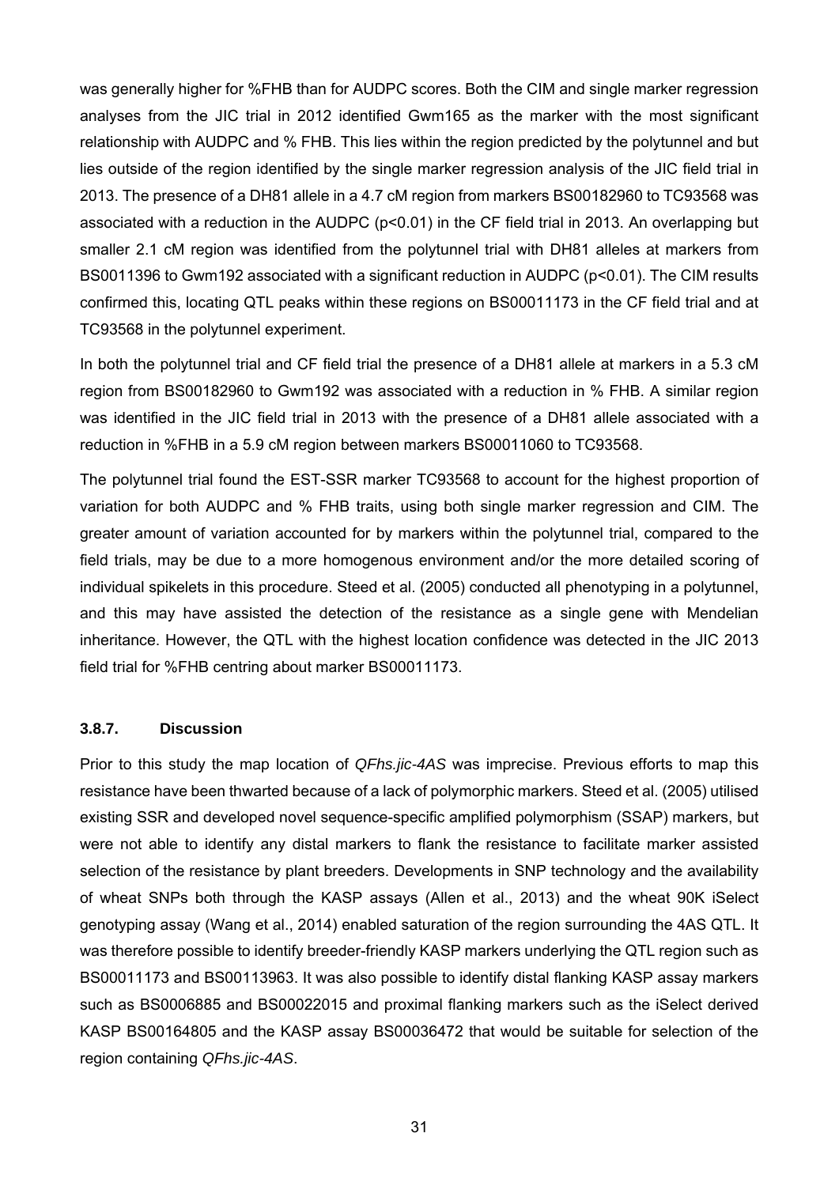was generally higher for %FHB than for AUDPC scores. Both the CIM and single marker regression analyses from the JIC trial in 2012 identified Gwm165 as the marker with the most significant relationship with AUDPC and % FHB. This lies within the region predicted by the polytunnel and but lies outside of the region identified by the single marker regression analysis of the JIC field trial in 2013. The presence of a DH81 allele in a 4.7 cM region from markers BS00182960 to TC93568 was associated with a reduction in the AUDPC ($p<0.01$) in the CF field trial in 2013. An overlapping but smaller 2.1 cM region was identified from the polytunnel trial with DH81 alleles at markers from BS0011396 to Gwm192 associated with a significant reduction in AUDPC ($p<0.01$). The CIM results confirmed this, locating QTL peaks within these regions on BS00011173 in the CF field trial and at TC93568 in the polytunnel experiment.

In both the polytunnel trial and CF field trial the presence of a DH81 allele at markers in a 5.3 cM region from BS00182960 to Gwm192 was associated with a reduction in % FHB. A similar region was identified in the JIC field trial in 2013 with the presence of a DH81 allele associated with a reduction in %FHB in a 5.9 cM region between markers BS00011060 to TC93568.

The polytunnel trial found the EST-SSR marker TC93568 to account for the highest proportion of variation for both AUDPC and % FHB traits, using both single marker regression and CIM. The greater amount of variation accounted for by markers within the polytunnel trial, compared to the field trials, may be due to a more homogenous environment and/or the more detailed scoring of individual spikelets in this procedure. Steed et al. (2005) conducted all phenotyping in a polytunnel, and this may have assisted the detection of the resistance as a single gene with Mendelian inheritance. However, the QTL with the highest location confidence was detected in the JIC 2013 field trial for %FHB centring about marker BS00011173.

### 3.8.7. Discussion

Prior to this study the map location of *QFhs.jic-4AS* was imprecise. Previous efforts to map this resistance have been thwarted because of a lack of polymorphic markers. Steed et al. (2005) utilised existing SSR and developed novel sequence-specific amplified polymorphism (SSAP) markers, but were not able to identify any distal markers to flank the resistance to facilitate marker assisted selection of the resistance by plant breeders. Developments in SNP technology and the availability of wheat SNPs both through the KASP assays (Allen et al., 2013) and the wheat 90K iSelect genotyping assay (Wang et al., 2014) enabled saturation of the region surrounding the 4AS QTL. It was therefore possible to identify breeder-friendly KASP markers underlying the QTL region such as BS00011173 and BS00113963. It was also possible to identify distal flanking KASP assay markers such as BS0006885 and BS00022015 and proximal flanking markers such as the iSelect derived KASP BS00164805 and the KASP assay BS00036472 that would be suitable for selection of the region containing *QFhs.jic-4AS*.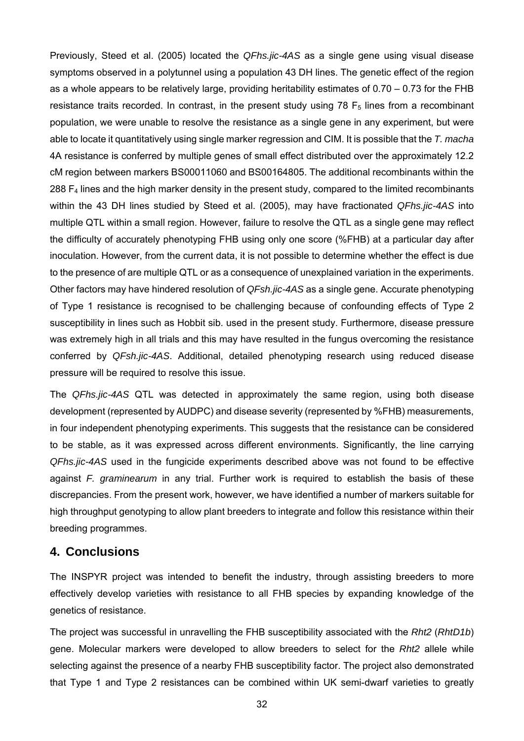Previously, Steed et al. (2005) located the *QFhs.jic-4AS* as a single gene using visual disease symptoms observed in a polytunnel using a population 43 DH lines. The genetic effect of the region as a whole appears to be relatively large, providing heritability estimates of 0.70 – 0.73 for the FHB resistance traits recorded. In contrast, in the present study using 78 $F_5$ lines from a recombinant population, we were unable to resolve the resistance as a single gene in any experiment, but were able to locate it quantitatively using single marker regression and CIM. It is possible that the *T. macha* 4A resistance is conferred by multiple genes of small effect distributed over the approximately 12.2 cM region between markers BS00011060 and BS00164805. The additional recombinants within the 288 $F_4$ lines and the high marker density in the present study, compared to the limited recombinants within the 43 DH lines studied by Steed et al. (2005), may have fractionated *QFhs.jic-4AS* into multiple QTL within a small region. However, failure to resolve the QTL as a single gene may reflect the difficulty of accurately phenotyping FHB using only one score (%FHB) at a particular day after inoculation. However, from the current data, it is not possible to determine whether the effect is due to the presence of are multiple QTL or as a consequence of unexplained variation in the experiments. Other factors may have hindered resolution of *QFsh.jic-4AS* as a single gene. Accurate phenotyping of Type 1 resistance is recognised to be challenging because of confounding effects of Type 2 susceptibility in lines such as Hobbit sib. used in the present study. Furthermore, disease pressure was extremely high in all trials and this may have resulted in the fungus overcoming the resistance conferred by *QFsh.jic-4AS*. Additional, detailed phenotyping research using reduced disease pressure will be required to resolve this issue.

The *QFhs.jic-4AS* QTL was detected in approximately the same region, using both disease development (represented by AUDPC) and disease severity (represented by %FHB) measurements, in four independent phenotyping experiments. This suggests that the resistance can be considered to be stable, as it was expressed across different environments. Significantly, the line carrying *QFhs.jic-4AS* used in the fungicide experiments described above was not found to be effective against *F. graminearum* in any trial. Further work is required to establish the basis of these discrepancies. From the present work, however, we have identified a number of markers suitable for high throughput genotyping to allow plant breeders to integrate and follow this resistance within their breeding programmes.

## 4. Conclusions

The INSPYR project was intended to benefit the industry, through assisting breeders to more effectively develop varieties with resistance to all FHB species by expanding knowledge of the genetics of resistance.

The project was successful in unravelling the FHB susceptibility associated with the *Rht2* (*RhtD1b*) gene. Molecular markers were developed to allow breeders to select for the *Rht2* allele while selecting against the presence of a nearby FHB susceptibility factor. The project also demonstrated that Type 1 and Type 2 resistances can be combined within UK semi-dwarf varieties to greatly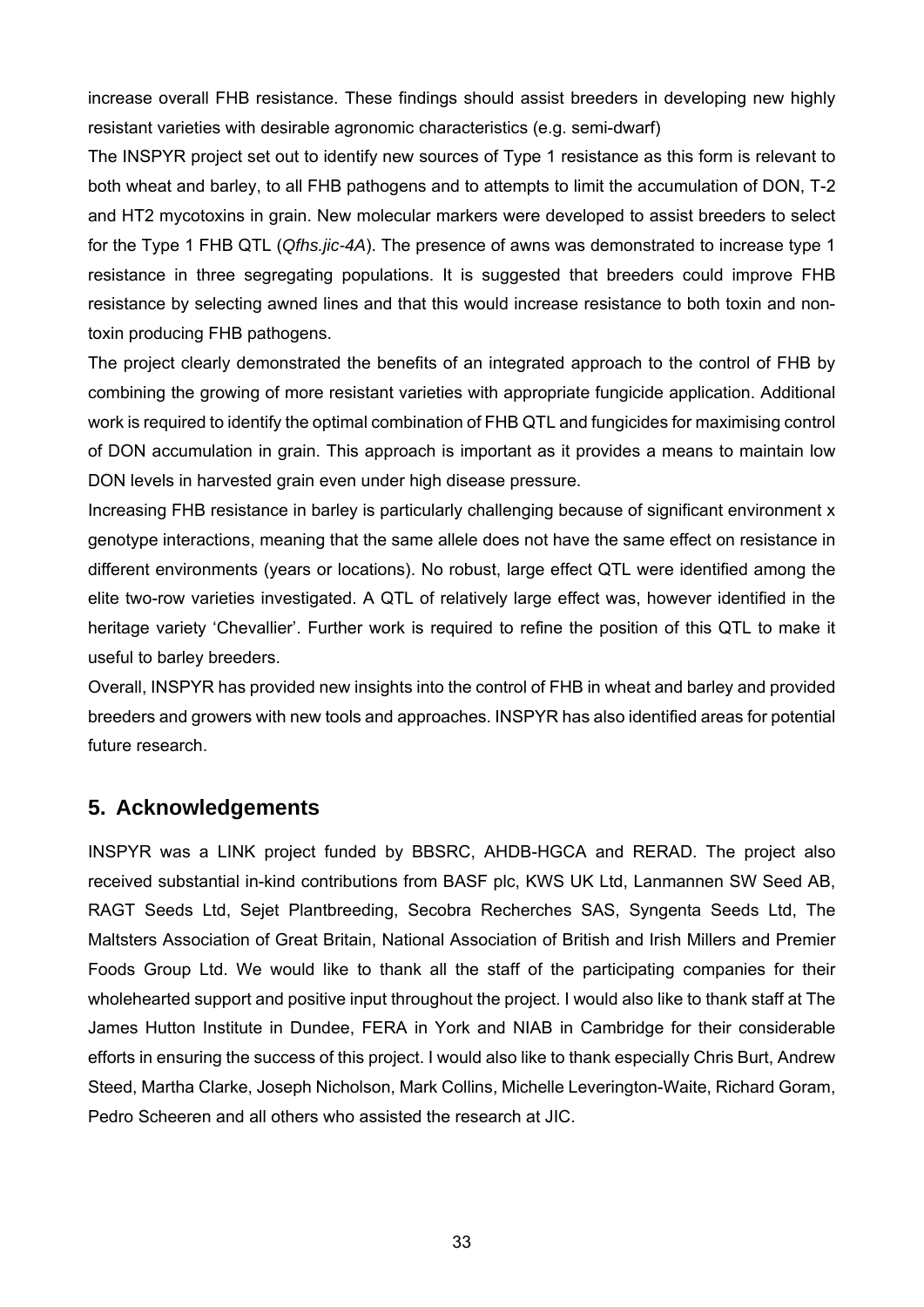increase overall FHB resistance. These findings should assist breeders in developing new highly resistant varieties with desirable agronomic characteristics (e.g. semi-dwarf)

The INSPYR project set out to identify new sources of Type 1 resistance as this form is relevant to both wheat and barley, to all FHB pathogens and to attempts to limit the accumulation of DON, T-2 and HT2 mycotoxins in grain. New molecular markers were developed to assist breeders to select for the Type 1 FHB QTL (*Qfhs.jic-4A*). The presence of awns was demonstrated to increase type 1 resistance in three segregating populations. It is suggested that breeders could improve FHB resistance by selecting awned lines and that this would increase resistance to both toxin and non-toxin producing FHB pathogens.

The project clearly demonstrated the benefits of an integrated approach to the control of FHB by combining the growing of more resistant varieties with appropriate fungicide application. Additional work is required to identify the optimal combination of FHB QTL and fungicides for maximising control of DON accumulation in grain. This approach is important as it provides a means to maintain low DON levels in harvested grain even under high disease pressure.

Increasing FHB resistance in barley is particularly challenging because of significant environment x genotype interactions, meaning that the same allele does not have the same effect on resistance in different environments (years or locations). No robust, large effect QTL were identified among the elite two-row varieties investigated. A QTL of relatively large effect was, however identified in the heritage variety 'Chevallier'. Further work is required to refine the position of this QTL to make it useful to barley breeders.

Overall, INSPYR has provided new insights into the control of FHB in wheat and barley and provided breeders and growers with new tools and approaches. INSPYR has also identified areas for potential future research.

## 5. Acknowledgements

INSPYR was a LINK project funded by BBSRC, AHDB-HGCA and RERAD. The project also received substantial in-kind contributions from BASF plc, KWS UK Ltd, Lanmannen SW Seed AB, RAGT Seeds Ltd, Sejet Plantbreeding, Secobra Recherches SAS, Syngenta Seeds Ltd, The Maltsters Association of Great Britain, National Association of British and Irish Millers and Premier Foods Group Ltd. We would like to thank all the staff of the participating companies for their wholehearted support and positive input throughout the project. I would also like to thank staff at The James Hutton Institute in Dundee, FERA in York and NIAB in Cambridge for their considerable efforts in ensuring the success of this project. I would also like to thank especially Chris Burt, Andrew Steed, Martha Clarke, Joseph Nicholson, Mark Collins, Michelle Leverington-Waite, Richard Goram, Pedro Scheeren and all others who assisted the research at JIC.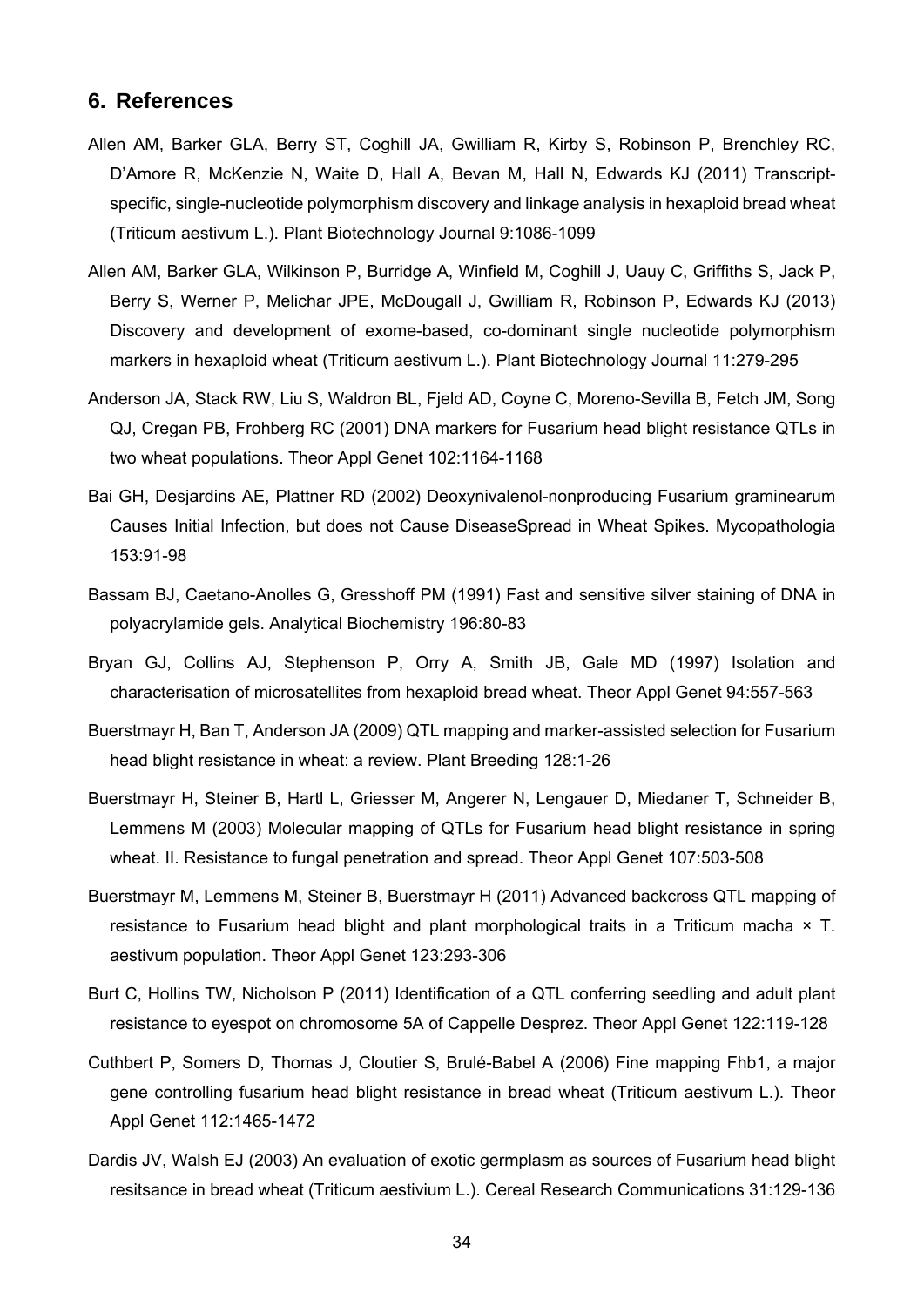## 6. References

Allen AM, Barker GLA, Berry ST, Coghill JA, Gwilliam R, Kirby S, Robinson P, Brenchley RC, D'Amore R, McKenzie N, Waite D, Hall A, Bevan M, Hall N, Edwards KJ (2011) Transcript-specific, single-nucleotide polymorphism discovery and linkage analysis in hexaploid bread wheat (Triticum aestivum L.). Plant Biotechnology Journal 9:1086-1099

Allen AM, Barker GLA, Wilkinson P, Burridge A, Winfield M, Coghill J, Uauy C, Griffiths S, Jack P, Berry S, Werner P, Melichar JPE, McDougall J, Gwilliam R, Robinson P, Edwards KJ (2013) Discovery and development of exome-based, co-dominant single nucleotide polymorphism markers in hexaploid wheat (Triticum aestivum L.). Plant Biotechnology Journal 11:279-295

Anderson JA, Stack RW, Liu S, Waldron BL, Fjeld AD, Coyne C, Moreno-Sevilla B, Fetch JM, Song QJ, Cregan PB, Frohberg RC (2001) DNA markers for Fusarium head blight resistance QTLs in two wheat populations. Theor Appl Genet 102:1164-1168

Bai GH, Desjardins AE, Plattner RD (2002) Deoxynivalenol-nonproducing Fusarium graminearum Causes Initial Infection, but does not Cause DiseaseSpread in Wheat Spikes. Mycopathologia 153:91-98

Bassam BJ, Caetano-Anolles G, Gresshoff PM (1991) Fast and sensitive silver staining of DNA in polyacrylamide gels. Analytical Biochemistry 196:80-83

Bryan GJ, Collins AJ, Stephenson P, Orry A, Smith JB, Gale MD (1997) Isolation and characterisation of microsatellites from hexaploid bread wheat. Theor Appl Genet 94:557-563

Buerstmayr H, Ban T, Anderson JA (2009) QTL mapping and marker-assisted selection for Fusarium head blight resistance in wheat: a review. Plant Breeding 128:1-26

Buerstmayr H, Steiner B, Hartl L, Griesser M, Angerer N, Lengauer D, Miedaner T, Schneider B, Lemmens M (2003) Molecular mapping of QTLs for Fusarium head blight resistance in spring wheat. II. Resistance to fungal penetration and spread. Theor Appl Genet 107:503-508

Buerstmayr M, Lemmens M, Steiner B, Buerstmayr H (2011) Advanced backcross QTL mapping of resistance to Fusarium head blight and plant morphological traits in a Triticum macha × T. aestivum population. Theor Appl Genet 123:293-306

Burt C, Hollins TW, Nicholson P (2011) Identification of a QTL conferring seedling and adult plant resistance to eyespot on chromosome 5A of Cappelle Desprez. Theor Appl Genet 122:119-128

Cuthbert P, Somers D, Thomas J, Cloutier S, Brulé-Babel A (2006) Fine mapping Fhb1, a major gene controlling fusarium head blight resistance in bread wheat (Triticum aestivum L.). Theor Appl Genet 112:1465-1472

Dardis JV, Walsh EJ (2003) An evaluation of exotic germplasm as sources of Fusarium head blight resitsance in bread wheat (Triticum aestivium L.). Cereal Research Communications 31:129-136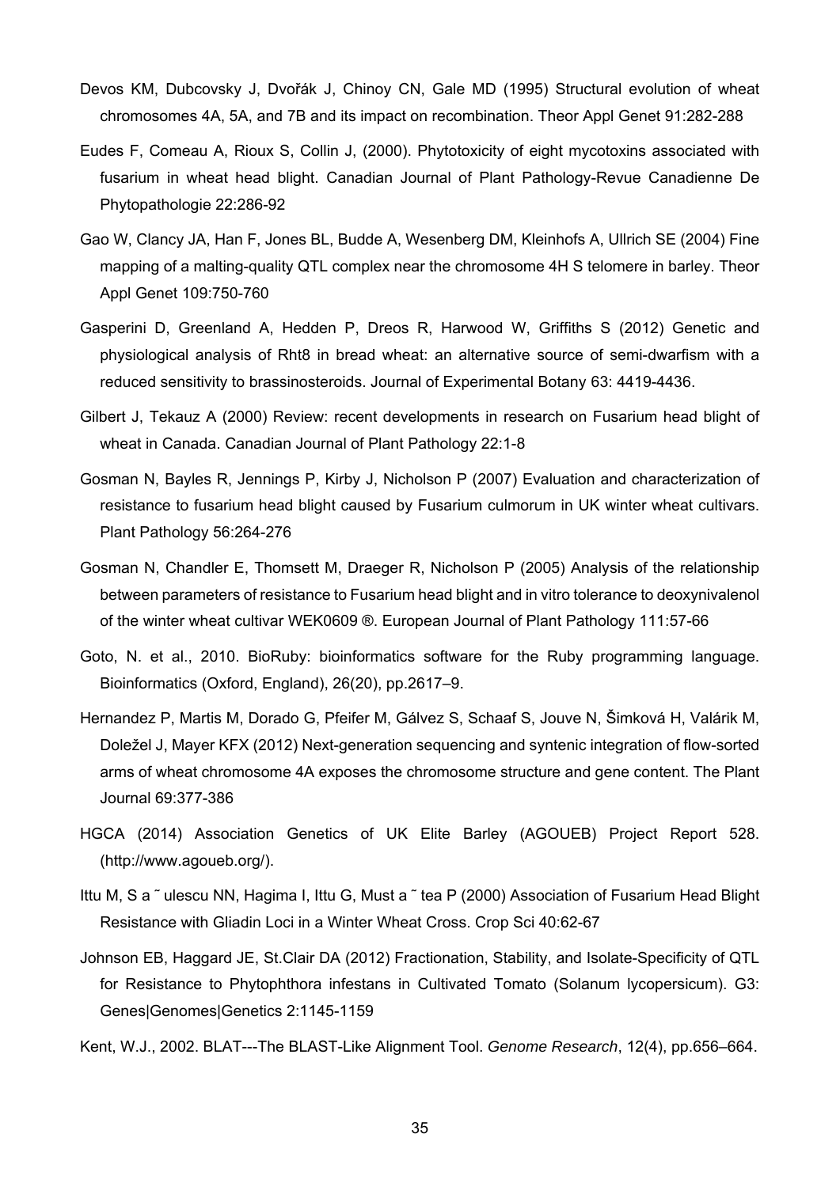Devos KM, Dubcovsky J, Dvořák J, Chinoy CN, Gale MD (1995) Structural evolution of wheat chromosomes 4A, 5A, and 7B and its impact on recombination. Theor Appl Genet 91:282-288

Eudes F, Comeau A, Rioux S, Collin J, (2000). Phytotoxicity of eight mycotoxins associated with fusarium in wheat head blight. Canadian Journal of Plant Pathology-Revue Canadienne De Phytopathologie 22:286-92

Gao W, Clancy JA, Han F, Jones BL, Budde A, Wesenberg DM, Kleinhofs A, Ullrich SE (2004) Fine mapping of a malting-quality QTL complex near the chromosome 4H S telomere in barley. Theor Appl Genet 109:750-760

Gasperini D, Greenland A, Hedden P, Dreos R, Harwood W, Griffiths S (2012) Genetic and physiological analysis of Rht8 in bread wheat: an alternative source of semi-dwarfism with a reduced sensitivity to brassinosteroids. Journal of Experimental Botany 63: 4419-4436.

Gilbert J, Tekauz A (2000) Review: recent developments in research on Fusarium head blight of wheat in Canada. Canadian Journal of Plant Pathology 22:1-8

Gosman N, Bayles R, Jennings P, Kirby J, Nicholson P (2007) Evaluation and characterization of resistance to fusarium head blight caused by Fusarium culmorum in UK winter wheat cultivars. Plant Pathology 56:264-276

Gosman N, Chandler E, Thomsett M, Draeger R, Nicholson P (2005) Analysis of the relationship between parameters of resistance to Fusarium head blight and in vitro tolerance to deoxynivalenol of the winter wheat cultivar WEK0609 ®. European Journal of Plant Pathology 111:57-66

Goto, N. et al., 2010. BioRuby: bioinformatics software for the Ruby programming language. Bioinformatics (Oxford, England), 26(20), pp.2617–9.

Hernandez P, Martis M, Dorado G, Pfeifer M, Gálvez S, Schaaf S, Jouve N, Šimková H, Valárik M, Doležel J, Mayer KFX (2012) Next-generation sequencing and syntenic integration of flow-sorted arms of wheat chromosome 4A exposes the chromosome structure and gene content. The Plant Journal 69:377-386

HGCA (2014) Association Genetics of UK Elite Barley (AGOUEB) Project Report 528. (http://www.agoueb.org/).

Ittu M, S a ˘ ulescu NN, Hagima I, Ittu G, Must a ˘ tea P (2000) Association of Fusarium Head Blight Resistance with Gliadin Loci in a Winter Wheat Cross. Crop Sci 40:62-67

Johnson EB, Haggard JE, St.Clair DA (2012) Fractionation, Stability, and Isolate-Specificity of QTL for Resistance to Phytophthora infestans in Cultivated Tomato (Solanum lycopersicum). G3: Genes|Genomes|Genetics 2:1145-1159

Kent, W.J., 2002. BLAT---The BLAST-Like Alignment Tool. *Genome Research*, 12(4), pp.656–664.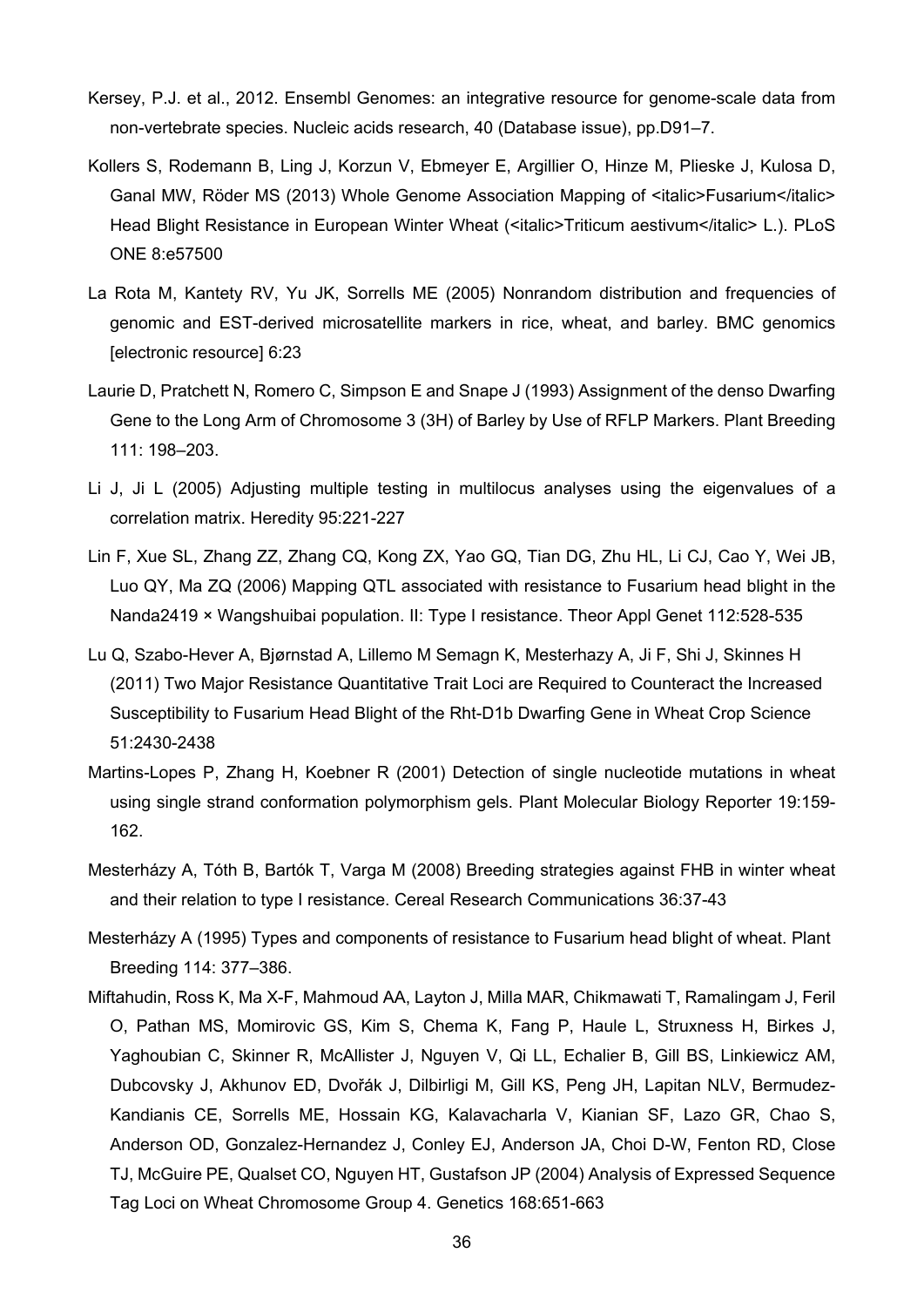Kersey, P.J. et al., 2012. Ensembl Genomes: an integrative resource for genome-scale data from non-vertebrate species. Nucleic acids research, 40 (Database issue), pp.D91–7.

Kollers S, Rodemann B, Ling J, Korzun V, Ebmeyer E, Argillier O, Hinze M, Plieske J, Kulosa D, Ganal MW, Röder MS (2013) Whole Genome Association Mapping of <italic>Fusarium</italic> Head Blight Resistance in European Winter Wheat (<italic>Triticum aestivum</italic> L.). PLoS ONE 8:e57500

La Rota M, Kantety RV, Yu JK, Sorrells ME (2005) Nonrandom distribution and frequencies of genomic and EST-derived microsatellite markers in rice, wheat, and barley. BMC genomics [electronic resource] 6:23

Laurie D, Pratchett N, Romero C, Simpson E and Snape J (1993) Assignment of the denso Dwarfing Gene to the Long Arm of Chromosome 3 (3H) of Barley by Use of RFLP Markers. Plant Breeding 111: 198–203.

Li J, Ji L (2005) Adjusting multiple testing in multilocus analyses using the eigenvalues of a correlation matrix. Heredity 95:221-227

Lin F, Xue SL, Zhang ZZ, Zhang CQ, Kong ZX, Yao GQ, Tian DG, Zhu HL, Li CJ, Cao Y, Wei JB, Luo QY, Ma ZQ (2006) Mapping QTL associated with resistance to Fusarium head blight in the Nanda2419 × Wangshuibai population. II: Type I resistance. Theor Appl Genet 112:528-535

Lu Q, Szabo-Hever A, Bjørnstad A, Lillemo M Semagn K, Mesterhazy A, Ji F, Shi J, Skinnes H (2011) Two Major Resistance Quantitative Trait Loci are Required to Counteract the Increased Susceptibility to Fusarium Head Blight of the Rht-D1b Dwarfing Gene in Wheat Crop Science 51:2430-2438

Martins-Lopes P, Zhang H, Koebner R (2001) Detection of single nucleotide mutations in wheat using single strand conformation polymorphism gels. Plant Molecular Biology Reporter 19:159-162.

Mesterházy A, Tóth B, Bartók T, Varga M (2008) Breeding strategies against FHB in winter wheat and their relation to type I resistance. Cereal Research Communications 36:37-43

Mesterházy A (1995) Types and components of resistance to Fusarium head blight of wheat. Plant Breeding 114: 377–386.

Miftahudin, Ross K, Ma X-F, Mahmoud AA, Layton J, Milla MAR, Chikmawati T, Ramalingam J, Feril O, Pathan MS, Momirovic GS, Kim S, Chema K, Fang P, Haule L, Struxness H, Birkes J, Yaghoubian C, Skinner R, McAllister J, Nguyen V, Qi LL, Echalier B, Gill BS, Linkiewicz AM, Dubcovsky J, Akhunov ED, Dvořák J, Dilbirligi M, Gill KS, Peng JH, Lapitan NLV, Bermudez-Kandianis CE, Sorrells ME, Hossain KG, Kalavacharla V, Kianian SF, Lazo GR, Chao S, Anderson OD, Gonzalez-Hernandez J, Conley EJ, Anderson JA, Choi D-W, Fenton RD, Close TJ, McGuire PE, Qualset CO, Nguyen HT, Gustafson JP (2004) Analysis of Expressed Sequence Tag Loci on Wheat Chromosome Group 4. Genetics 168:651-663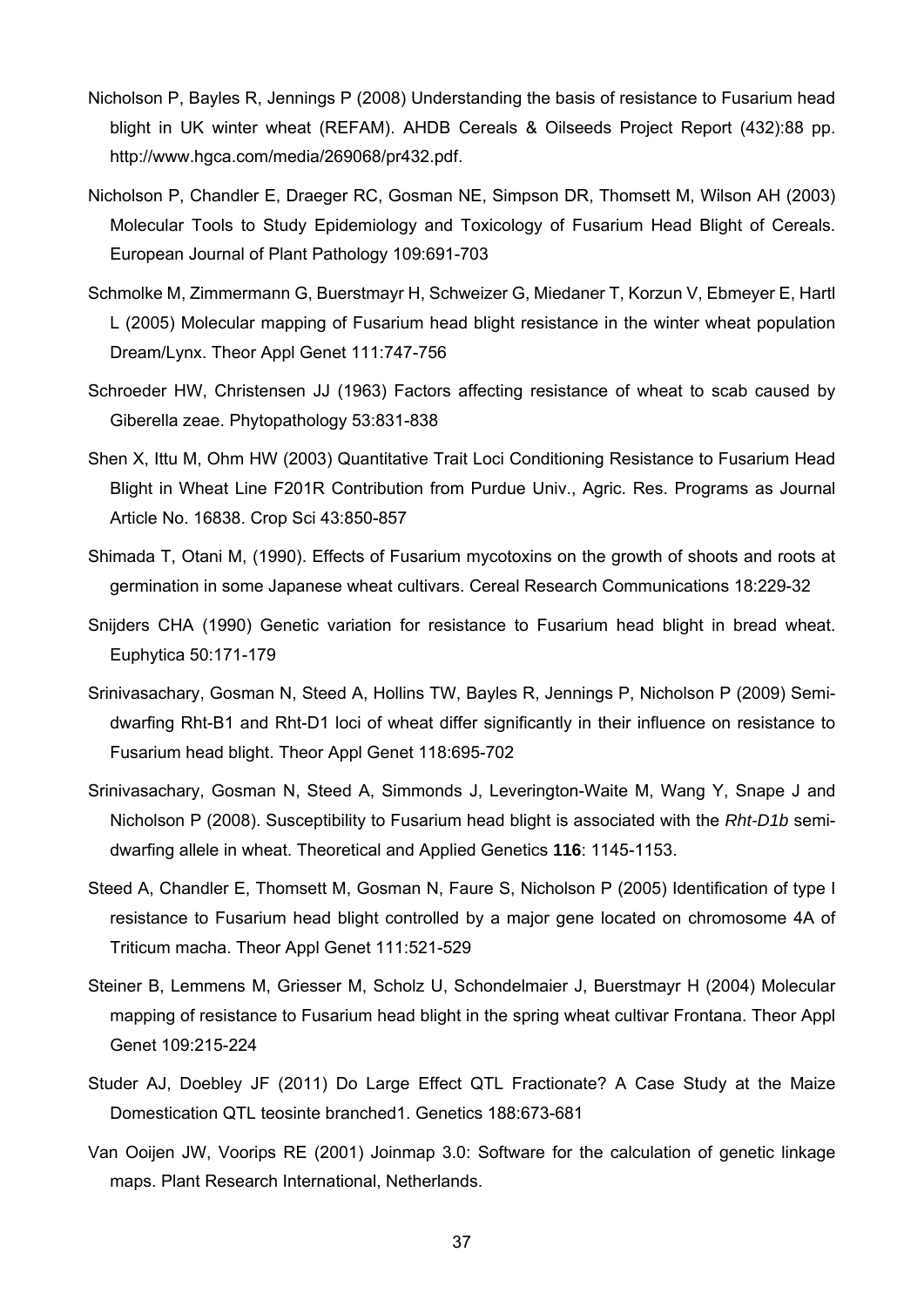Nicholson P, Bayles R, Jennings P (2008) Understanding the basis of resistance to Fusarium head blight in UK winter wheat (REFAM). AHDB Cereals & Oilseeds Project Report (432):88 pp. http://www.hgca.com/media/269068/pr432.pdf.

Nicholson P, Chandler E, Draeger RC, Gosman NE, Simpson DR, Thomsett M, Wilson AH (2003) Molecular Tools to Study Epidemiology and Toxicology of Fusarium Head Blight of Cereals. European Journal of Plant Pathology 109:691-703

Schmolke M, Zimmermann G, Buerstmayr H, Schweizer G, Miedaner T, Korzun V, Ebmeyer E, Hartl L (2005) Molecular mapping of Fusarium head blight resistance in the winter wheat population Dream/Lynx. Theor Appl Genet 111:747-756

Schroeder HW, Christensen JJ (1963) Factors affecting resistance of wheat to scab caused by Giberella zeae. Phytopathology 53:831-838

Shen X, Ittu M, Ohm HW (2003) Quantitative Trait Loci Conditioning Resistance to Fusarium Head Blight in Wheat Line F201R Contribution from Purdue Univ., Agric. Res. Programs as Journal Article No. 16838. Crop Sci 43:850-857

Shimada T, Otani M, (1990). Effects of Fusarium mycotoxins on the growth of shoots and roots at germination in some Japanese wheat cultivars. Cereal Research Communications 18:229-32

Snijders CHA (1990) Genetic variation for resistance to Fusarium head blight in bread wheat. Euphytica 50:171-179

Srinivasachary, Gosman N, Steed A, Hollins TW, Bayles R, Jennings P, Nicholson P (2009) Semi-dwarfing Rht-B1 and Rht-D1 loci of wheat differ significantly in their influence on resistance to Fusarium head blight. Theor Appl Genet 118:695-702

Srinivasachary, Gosman N, Steed A, Simmonds J, Leverington-Waite M, Wang Y, Snape J and Nicholson P (2008). Susceptibility to Fusarium head blight is associated with the *Rht-D1b* semi-dwarfing allele in wheat. Theoretical and Applied Genetics **116**: 1145-1153.

Steed A, Chandler E, Thomsett M, Gosman N, Faure S, Nicholson P (2005) Identification of type I resistance to Fusarium head blight controlled by a major gene located on chromosome 4A of Triticum macha. Theor Appl Genet 111:521-529

Steiner B, Lemmens M, Griesser M, Scholz U, Schondelmaier J, Buerstmayr H (2004) Molecular mapping of resistance to Fusarium head blight in the spring wheat cultivar Frontana. Theor Appl Genet 109:215-224

Studer AJ, Doebley JF (2011) Do Large Effect QTL Fractionate? A Case Study at the Maize Domestication QTL teosinte branched1. Genetics 188:673-681

Van Ooijen JW, Voorips RE (2001) Joinmap 3.0: Software for the calculation of genetic linkage maps. Plant Research International, Netherlands.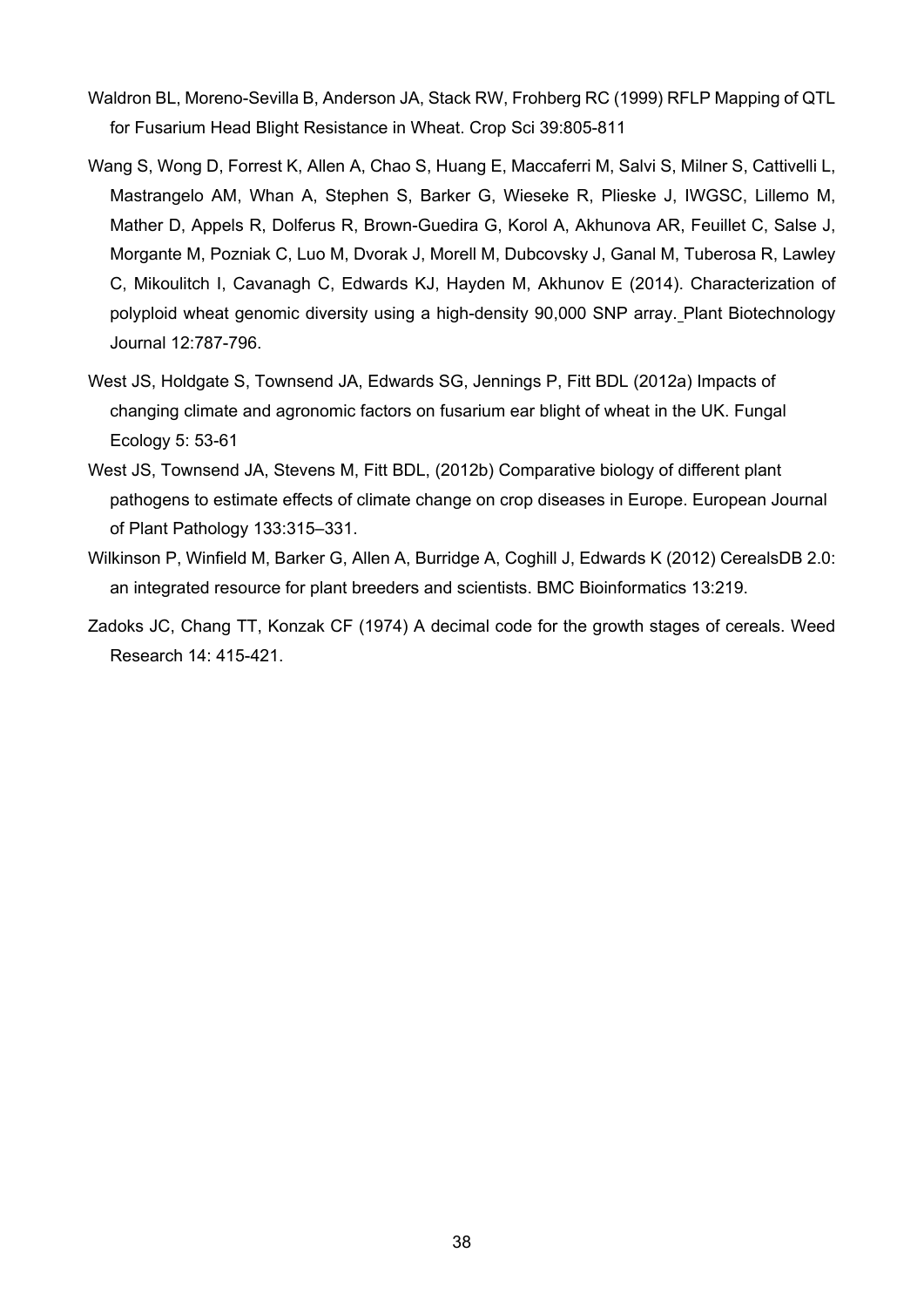Waldron BL, Moreno-Sevilla B, Anderson JA, Stack RW, Frohberg RC (1999) RFLP Mapping of QTL for Fusarium Head Blight Resistance in Wheat. Crop Sci 39:805-811

Wang S, Wong D, Forrest K, Allen A, Chao S, Huang E, Maccaferri M, Salvi S, Milner S, Cattivelli L, Mastrangelo AM, Whan A, Stephen S, Barker G, Wieseke R, Plieske J, IWGSC, Lillemo M, Mather D, Appels R, Dolferus R, Brown-Guedira G, Korol A, Akhunova AR, Feuillet C, Salse J, Morgante M, Pozniak C, Luo M, Dvorak J, Morell M, Dubcovsky J, Ganal M, Tuberosa R, Lawley C, Mikoulitch I, Cavanagh C, Edwards KJ, Hayden M, Akhunov E (2014). Characterization of polyploid wheat genomic diversity using a high-density 90,000 SNP array. Plant Biotechnology Journal 12:787-796.

West JS, Holdgate S, Townsend JA, Edwards SG, Jennings P, Fitt BDL (2012a) Impacts of changing climate and agronomic factors on fusarium ear blight of wheat in the UK. Fungal Ecology 5: 53-61

West JS, Townsend JA, Stevens M, Fitt BDL, (2012b) Comparative biology of different plant pathogens to estimate effects of climate change on crop diseases in Europe. European Journal of Plant Pathology 133:315–331.

Wilkinson P, Winfield M, Barker G, Allen A, Burridge A, Coghill J, Edwards K (2012) CerealsDB 2.0: an integrated resource for plant breeders and scientists. BMC Bioinformatics 13:219.

Zadoks JC, Chang TT, Konzak CF (1974) A decimal code for the growth stages of cereals. Weed Research 14: 415-421.